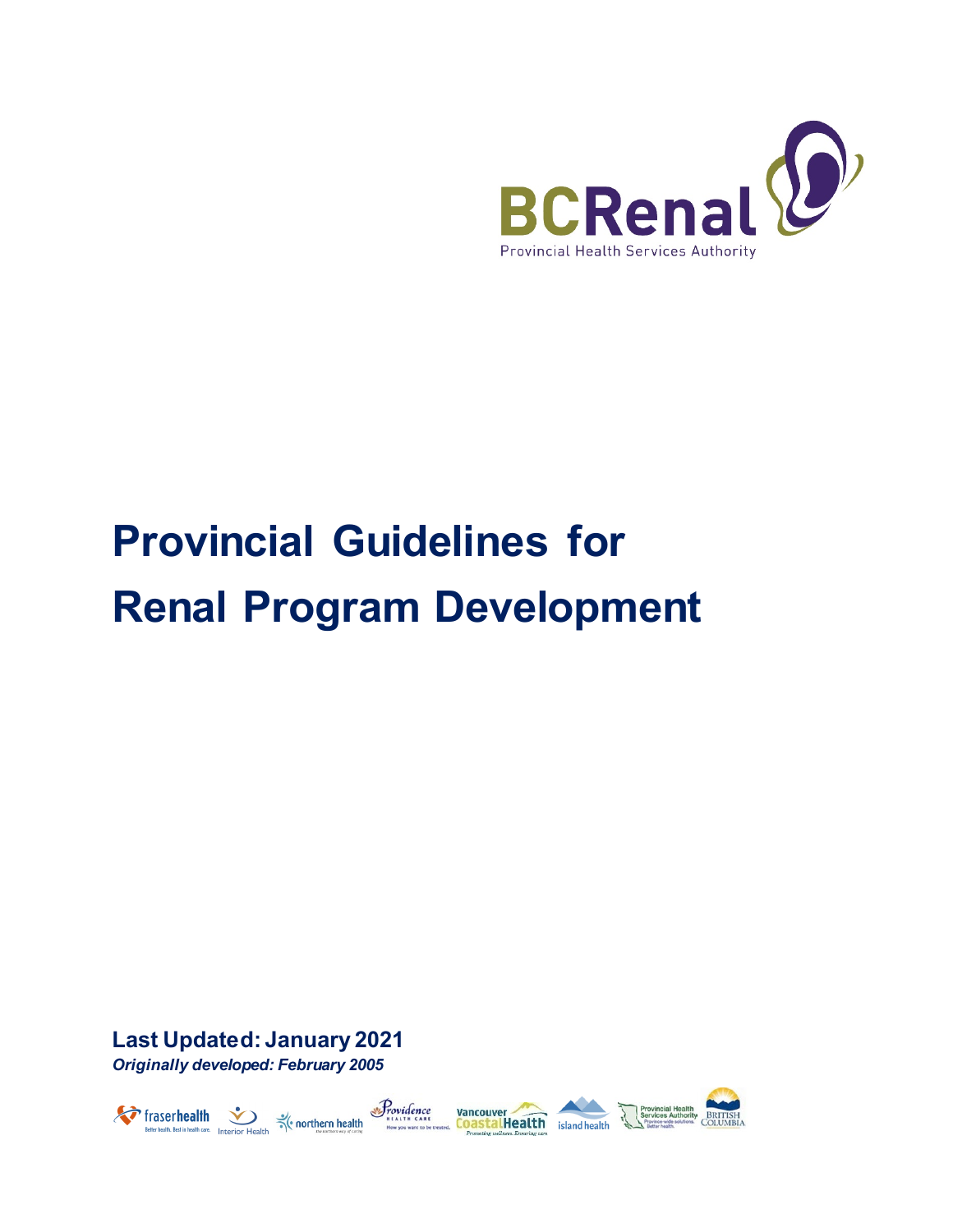BCRenal

Provincial Health Services Authority

# Provincial Guidelines for Renal Program Development

**Last Updated: January 2021**

***Originally developed: February 2005***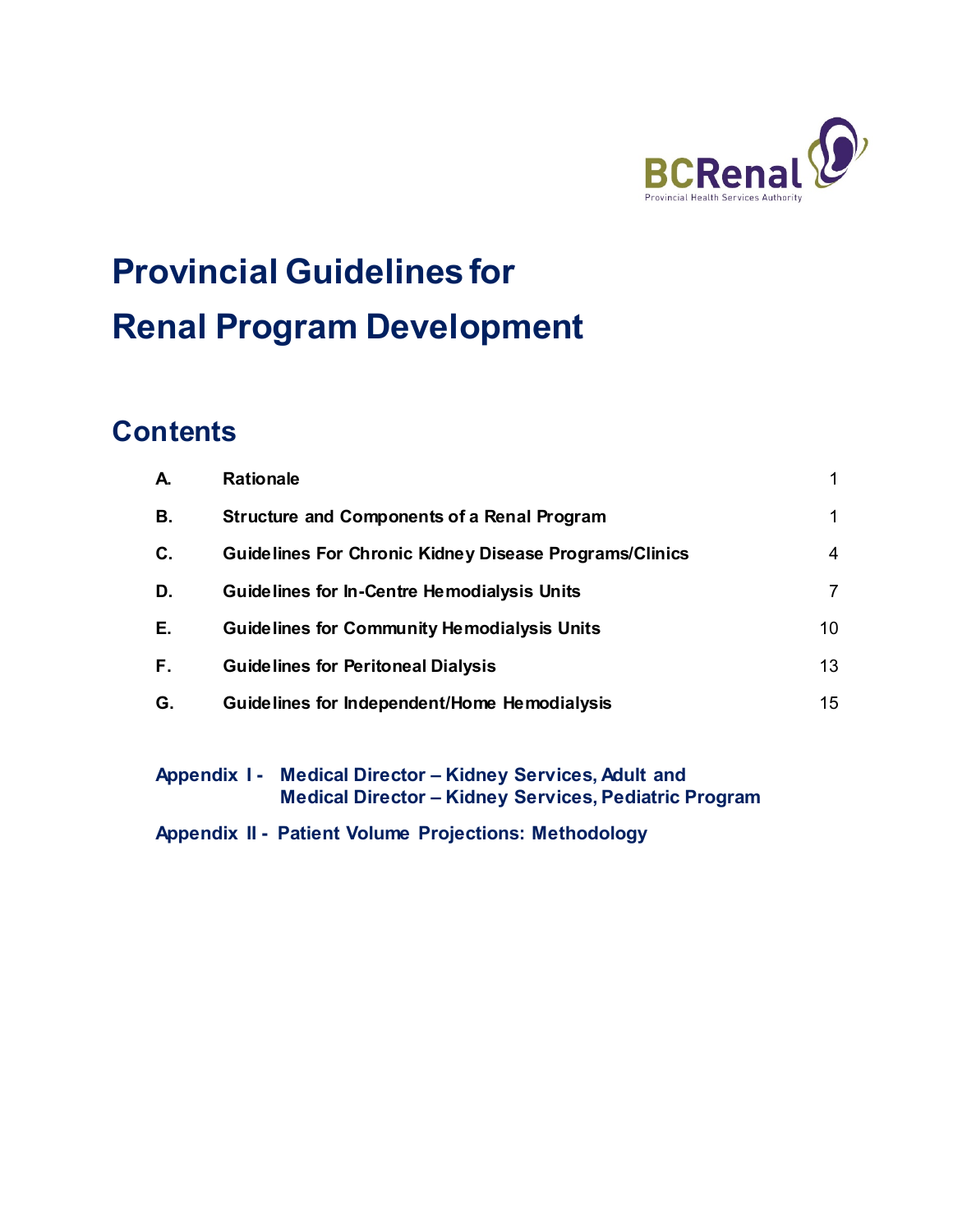BCRenal

Provincial Health Services Authority

# Provincial Guidelines for Renal Program Development

## Contents

| | | |
|---|---|---|
| **A.** | **Rationale** | 1 |
| **B.** | **Structure and Components of a Renal Program** | 1 |
| **C.** | **Guidelines For Chronic Kidney Disease Programs/Clinics** | 4 |
| **D.** | **Guidelines for In-Centre Hemodialysis Units** | 7 |
| **E.** | **Guidelines for Community Hemodialysis Units** | 10 |
| **F.** | **Guidelines for Peritoneal Dialysis** | 13 |
| **G.** | **Guidelines for Independent/Home Hemodialysis** | 15 |

**Appendix I - Medical Director – Kidney Services, Adult and Medical Director – Kidney Services, Pediatric Program**

**Appendix II - Patient Volume Projections: Methodology**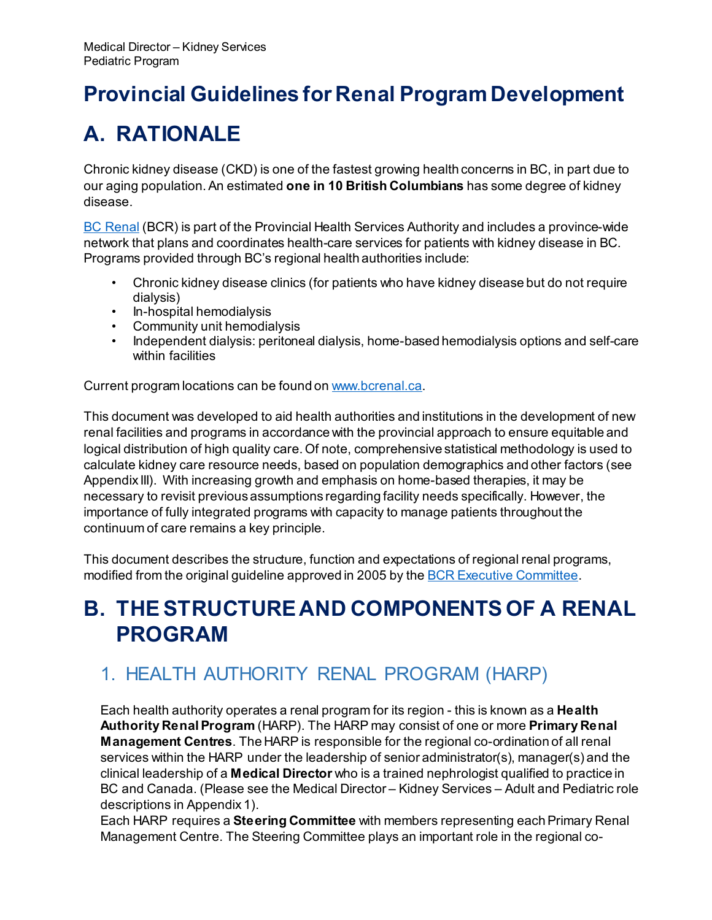Medical Director – Kidney Services
Pediatric Program

# Provincial Guidelines for Renal Program Development

# A. RATIONALE

Chronic kidney disease (CKD) is one of the fastest growing health concerns in BC, in part due to our aging population. An estimated **one in 10 British Columbians** has some degree of kidney disease.

BC Renal (BCR) is part of the Provincial Health Services Authority and includes a province-wide network that plans and coordinates health-care services for patients with kidney disease in BC. Programs provided through BC's regional health authorities include:

- Chronic kidney disease clinics (for patients who have kidney disease but do not require dialysis)
- In-hospital hemodialysis
- Community unit hemodialysis
- Independent dialysis: peritoneal dialysis, home-based hemodialysis options and self-care within facilities

Current program locations can be found on www.bcrenal.ca.

This document was developed to aid health authorities and institutions in the development of new renal facilities and programs in accordance with the provincial approach to ensure equitable and logical distribution of high quality care. Of note, comprehensive statistical methodology is used to calculate kidney care resource needs, based on population demographics and other factors (see Appendix III). With increasing growth and emphasis on home-based therapies, it may be necessary to revisit previous assumptions regarding facility needs specifically. However, the importance of fully integrated programs with capacity to manage patients throughout the continuum of care remains a key principle.

This document describes the structure, function and expectations of regional renal programs, modified from the original guideline approved in 2005 by the BCR Executive Committee.

# B. THE STRUCTURE AND COMPONENTS OF A RENAL PROGRAM

## 1. HEALTH AUTHORITY RENAL PROGRAM (HARP)

Each health authority operates a renal program for its region - this is known as a **Health Authority Renal Program** (HARP). The HARP may consist of one or more **Primary Renal Management Centres**. The HARP is responsible for the regional co-ordination of all renal services within the HARP under the leadership of senior administrator(s), manager(s) and the clinical leadership of a **Medical Director** who is a trained nephrologist qualified to practice in BC and Canada. (Please see the Medical Director – Kidney Services – Adult and Pediatric role descriptions in Appendix 1).
Each HARP requires a **Steering Committee** with members representing each Primary Renal Management Centre. The Steering Committee plays an important role in the regional co-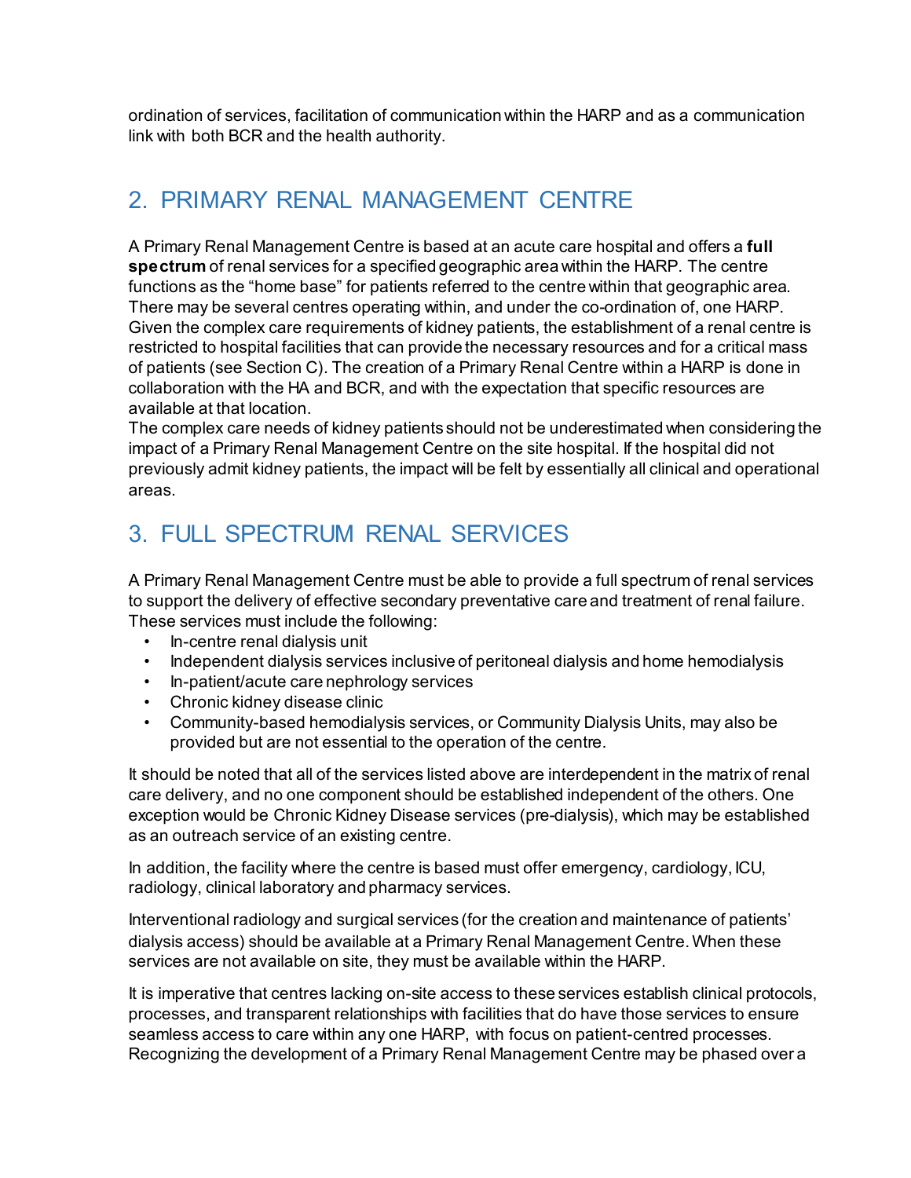ordination of services, facilitation of communication within the HARP and as a communication link with both BCR and the health authority.

## 2. PRIMARY RENAL MANAGEMENT CENTRE

A Primary Renal Management Centre is based at an acute care hospital and offers a **full spectrum** of renal services for a specified geographic area within the HARP. The centre functions as the "home base" for patients referred to the centre within that geographic area. There may be several centres operating within, and under the co-ordination of, one HARP. Given the complex care requirements of kidney patients, the establishment of a renal centre is restricted to hospital facilities that can provide the necessary resources and for a critical mass of patients (see Section C). The creation of a Primary Renal Centre within a HARP is done in collaboration with the HA and BCR, and with the expectation that specific resources are available at that location.

The complex care needs of kidney patients should not be underestimated when considering the impact of a Primary Renal Management Centre on the site hospital. If the hospital did not previously admit kidney patients, the impact will be felt by essentially all clinical and operational areas.

## 3. FULL SPECTRUM RENAL SERVICES

A Primary Renal Management Centre must be able to provide a full spectrum of renal services to support the delivery of effective secondary preventative care and treatment of renal failure. These services must include the following:

- In-centre renal dialysis unit
- Independent dialysis services inclusive of peritoneal dialysis and home hemodialysis
- In-patient/acute care nephrology services
- Chronic kidney disease clinic
- Community-based hemodialysis services, or Community Dialysis Units, may also be provided but are not essential to the operation of the centre.

It should be noted that all of the services listed above are interdependent in the matrix of renal care delivery, and no one component should be established independent of the others. One exception would be Chronic Kidney Disease services (pre-dialysis), which may be established as an outreach service of an existing centre.

In addition, the facility where the centre is based must offer emergency, cardiology, ICU, radiology, clinical laboratory and pharmacy services.

Interventional radiology and surgical services (for the creation and maintenance of patients' dialysis access) should be available at a Primary Renal Management Centre. When these services are not available on site, they must be available within the HARP.

It is imperative that centres lacking on-site access to these services establish clinical protocols, processes, and transparent relationships with facilities that do have those services to ensure seamless access to care within any one HARP, with focus on patient-centred processes. Recognizing the development of a Primary Renal Management Centre may be phased over a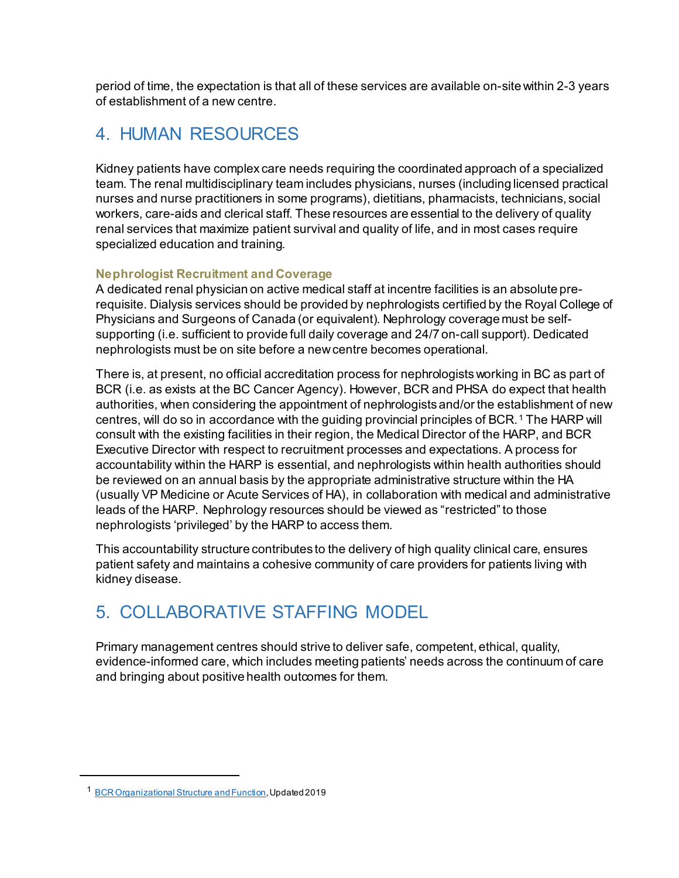period of time, the expectation is that all of these services are available on-site within 2-3 years of establishment of a new centre.

# 4. HUMAN RESOURCES

Kidney patients have complex care needs requiring the coordinated approach of a specialized team. The renal multidisciplinary team includes physicians, nurses (including licensed practical nurses and nurse practitioners in some programs), dietitians, pharmacists, technicians, social workers, care-aids and clerical staff. These resources are essential to the delivery of quality renal services that maximize patient survival and quality of life, and in most cases require specialized education and training.

### Nephrologist Recruitment and Coverage

A dedicated renal physician on active medical staff at incentre facilities is an absolute pre-requisite. Dialysis services should be provided by nephrologists certified by the Royal College of Physicians and Surgeons of Canada (or equivalent). Nephrology coverage must be self-supporting (i.e. sufficient to provide full daily coverage and 24/7 on-call support). Dedicated nephrologists must be on site before a new centre becomes operational.

There is, at present, no official accreditation process for nephrologists working in BC as part of BCR (i.e. as exists at the BC Cancer Agency). However, BCR and PHSA do expect that health authorities, when considering the appointment of nephrologists and/or the establishment of new centres, will do so in accordance with the guiding provincial principles of BCR.[1] The HARP will consult with the existing facilities in their region, the Medical Director of the HARP, and BCR Executive Director with respect to recruitment processes and expectations. A process for accountability within the HARP is essential, and nephrologists within health authorities should be reviewed on an annual basis by the appropriate administrative structure within the HA (usually VP Medicine or Acute Services of HA), in collaboration with medical and administrative leads of the HARP. Nephrology resources should be viewed as "restricted" to those nephrologists 'privileged' by the HARP to access them.

This accountability structure contributes to the delivery of high quality clinical care, ensures patient safety and maintains a cohesive community of care providers for patients living with kidney disease.

# 5. COLLABORATIVE STAFFING MODEL

Primary management centres should strive to deliver safe, competent, ethical, quality, evidence-informed care, which includes meeting patients' needs across the continuum of care and bringing about positive health outcomes for them.

---

[1] BCR Organizational Structure and Function, Updated 2019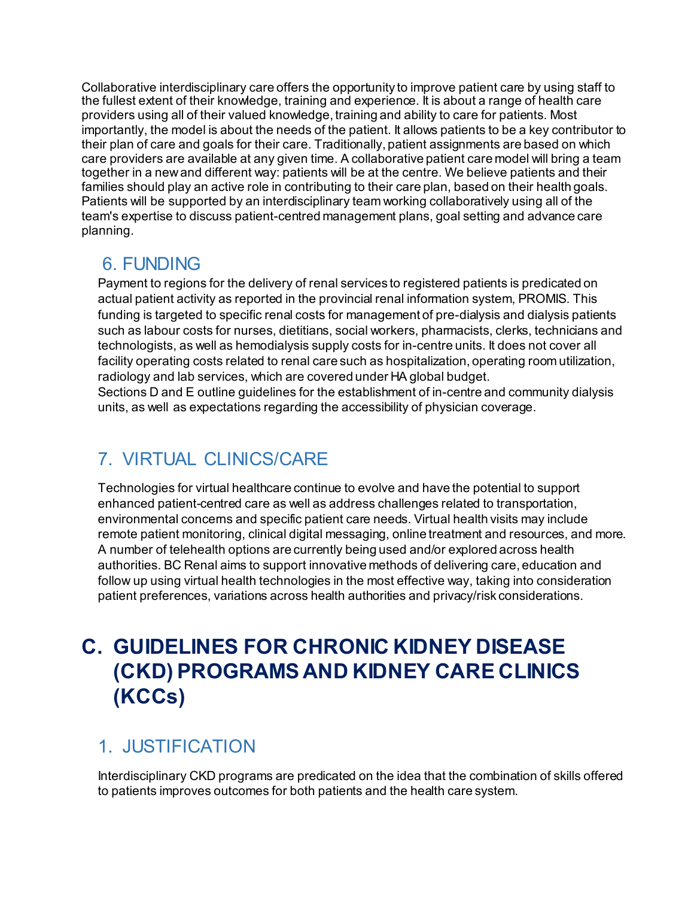Collaborative interdisciplinary care offers the opportunity to improve patient care by using staff to the fullest extent of their knowledge, training and experience. It is about a range of health care providers using all of their valued knowledge, training and ability to care for patients. Most importantly, the model is about the needs of the patient. It allows patients to be a key contributor to their plan of care and goals for their care. Traditionally, patient assignments are based on which care providers are available at any given time. A collaborative patient care model will bring a team together in a new and different way: patients will be at the centre. We believe patients and their families should play an active role in contributing to their care plan, based on their health goals. Patients will be supported by an interdisciplinary team working collaboratively using all of the team's expertise to discuss patient-centred management plans, goal setting and advance care planning.

## 6. FUNDING

Payment to regions for the delivery of renal services to registered patients is predicated on actual patient activity as reported in the provincial renal information system, PROMIS. This funding is targeted to specific renal costs for management of pre-dialysis and dialysis patients such as labour costs for nurses, dietitians, social workers, pharmacists, clerks, technicians and technologists, as well as hemodialysis supply costs for in-centre units. It does not cover all facility operating costs related to renal care such as hospitalization, operating room utilization, radiology and lab services, which are covered under HA global budget.
Sections D and E outline guidelines for the establishment of in-centre and community dialysis units, as well as expectations regarding the accessibility of physician coverage.

## 7. VIRTUAL CLINICS/CARE

Technologies for virtual healthcare continue to evolve and have the potential to support enhanced patient-centred care as well as address challenges related to transportation, environmental concerns and specific patient care needs. Virtual health visits may include remote patient monitoring, clinical digital messaging, online treatment and resources, and more. A number of telehealth options are currently being used and/or explored across health authorities. BC Renal aims to support innovative methods of delivering care, education and follow up using virtual health technologies in the most effective way, taking into consideration patient preferences, variations across health authorities and privacy/risk considerations.

# C. GUIDELINES FOR CHRONIC KIDNEY DISEASE (CKD) PROGRAMS AND KIDNEY CARE CLINICS (KCCs)

## 1. JUSTIFICATION

Interdisciplinary CKD programs are predicated on the idea that the combination of skills offered to patients improves outcomes for both patients and the health care system.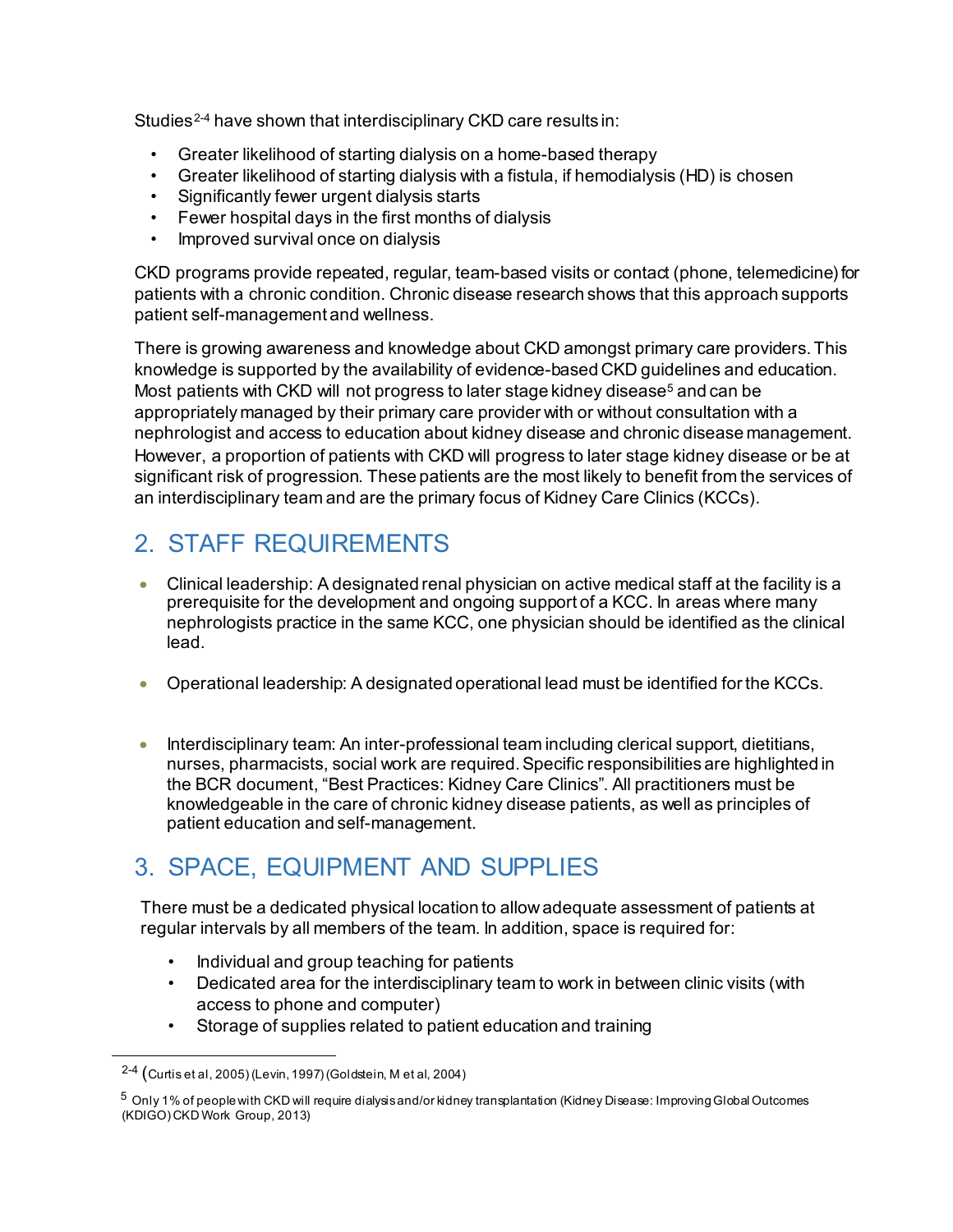Studies[2-4] have shown that interdisciplinary CKD care results in:

- Greater likelihood of starting dialysis on a home-based therapy
- Greater likelihood of starting dialysis with a fistula, if hemodialysis (HD) is chosen
- Significantly fewer urgent dialysis starts
- Fewer hospital days in the first months of dialysis
- Improved survival once on dialysis

CKD programs provide repeated, regular, team-based visits or contact (phone, telemedicine) for patients with a chronic condition. Chronic disease research shows that this approach supports patient self-management and wellness.

There is growing awareness and knowledge about CKD amongst primary care providers. This knowledge is supported by the availability of evidence-based CKD guidelines and education. Most patients with CKD will not progress to later stage kidney disease[5] and can be appropriately managed by their primary care provider with or without consultation with a nephrologist and access to education about kidney disease and chronic disease management. However, a proportion of patients with CKD will progress to later stage kidney disease or be at significant risk of progression. These patients are the most likely to benefit from the services of an interdisciplinary team and are the primary focus of Kidney Care Clinics (KCCs).

## 2. STAFF REQUIREMENTS

- Clinical leadership: A designated renal physician on active medical staff at the facility is a prerequisite for the development and ongoing support of a KCC. In areas where many nephrologists practice in the same KCC, one physician should be identified as the clinical lead.
- Operational leadership: A designated operational lead must be identified for the KCCs.
- Interdisciplinary team: An inter-professional team including clerical support, dietitians, nurses, pharmacists, social work are required. Specific responsibilities are highlighted in the BCR document, "Best Practices: Kidney Care Clinics". All practitioners must be knowledgeable in the care of chronic kidney disease patients, as well as principles of patient education and self-management.

## 3. SPACE, EQUIPMENT AND SUPPLIES

There must be a dedicated physical location to allow adequate assessment of patients at regular intervals by all members of the team. In addition, space is required for:

- Individual and group teaching for patients
- Dedicated area for the interdisciplinary team to work in between clinic visits (with access to phone and computer)
- Storage of supplies related to patient education and training

---

[2-4] (Curtis et al, 2005) (Levin, 1997) (Goldstein, M et al, 2004)

[5] Only 1% of people with CKD will require dialysis and/or kidney transplantation (Kidney Disease: Improving Global Outcomes (KDIGO) CKD Work Group, 2013)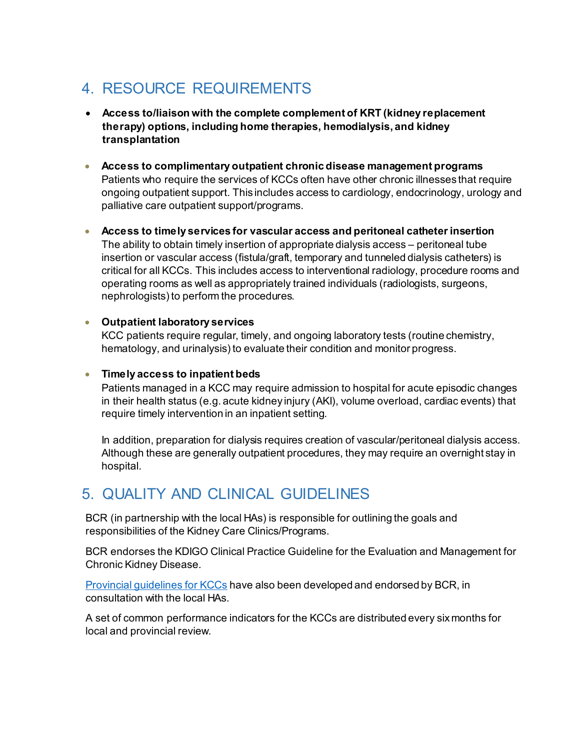## 4. RESOURCE REQUIREMENTS

- **Access to/liaison with the complete complement of KRT (kidney replacement therapy) options, including home therapies, hemodialysis, and kidney transplantation**

- **Access to complimentary outpatient chronic disease management programs**
  Patients who require the services of KCCs often have other chronic illnesses that require ongoing outpatient support. This includes access to cardiology, endocrinology, urology and palliative care outpatient support/programs.

- **Access to timely services for vascular access and peritoneal catheter insertion**
  The ability to obtain timely insertion of appropriate dialysis access – peritoneal tube insertion or vascular access (fistula/graft, temporary and tunneled dialysis catheters) is critical for all KCCs. This includes access to interventional radiology, procedure rooms and operating rooms as well as appropriately trained individuals (radiologists, surgeons, nephrologists) to perform the procedures.

- **Outpatient laboratory services**
  KCC patients require regular, timely, and ongoing laboratory tests (routine chemistry, hematology, and urinalysis) to evaluate their condition and monitor progress.

- **Timely access to inpatient beds**
  Patients managed in a KCC may require admission to hospital for acute episodic changes in their health status (e.g. acute kidney injury (AKI), volume overload, cardiac events) that require timely intervention in an inpatient setting.

  In addition, preparation for dialysis requires creation of vascular/peritoneal dialysis access. Although these are generally outpatient procedures, they may require an overnight stay in hospital.

## 5. QUALITY AND CLINICAL GUIDELINES

BCR (in partnership with the local HAs) is responsible for outlining the goals and responsibilities of the Kidney Care Clinics/Programs.

BCR endorses the KDIGO Clinical Practice Guideline for the Evaluation and Management for Chronic Kidney Disease.

Provincial guidelines for KCCs have also been developed and endorsed by BCR, in consultation with the local HAs.

A set of common performance indicators for the KCCs are distributed every six months for local and provincial review.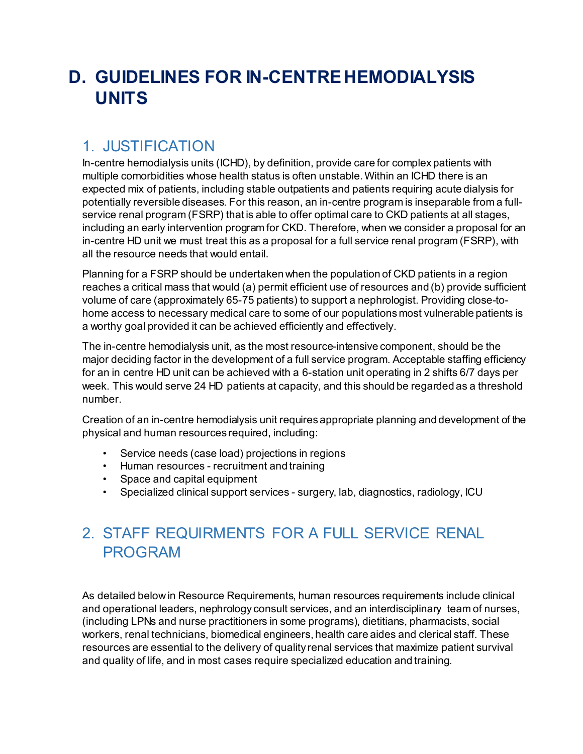# D. GUIDELINES FOR IN-CENTRE HEMODIALYSIS UNITS

## 1. JUSTIFICATION

In-centre hemodialysis units (ICHD), by definition, provide care for complex patients with multiple comorbidities whose health status is often unstable. Within an ICHD there is an expected mix of patients, including stable outpatients and patients requiring acute dialysis for potentially reversible diseases. For this reason, an in-centre program is inseparable from a full-service renal program (FSRP) that is able to offer optimal care to CKD patients at all stages, including an early intervention program for CKD. Therefore, when we consider a proposal for an in-centre HD unit we must treat this as a proposal for a full service renal program (FSRP), with all the resource needs that would entail.

Planning for a FSRP should be undertaken when the population of CKD patients in a region reaches a critical mass that would (a) permit efficient use of resources and (b) provide sufficient volume of care (approximately 65-75 patients) to support a nephrologist. Providing close-to-home access to necessary medical care to some of our populations most vulnerable patients is a worthy goal provided it can be achieved efficiently and effectively.

The in-centre hemodialysis unit, as the most resource-intensive component, should be the major deciding factor in the development of a full service program. Acceptable staffing efficiency for an in centre HD unit can be achieved with a 6-station unit operating in 2 shifts 6/7 days per week. This would serve 24 HD patients at capacity, and this should be regarded as a threshold number.

Creation of an in-centre hemodialysis unit requires appropriate planning and development of the physical and human resources required, including:

- Service needs (case load) projections in regions
- Human resources - recruitment and training
- Space and capital equipment
- Specialized clinical support services - surgery, lab, diagnostics, radiology, ICU

## 2. STAFF REQUIRMENTS FOR A FULL SERVICE RENAL PROGRAM

As detailed below in Resource Requirements, human resources requirements include clinical and operational leaders, nephrology consult services, and an interdisciplinary team of nurses, (including LPNs and nurse practitioners in some programs), dietitians, pharmacists, social workers, renal technicians, biomedical engineers, health care aides and clerical staff. These resources are essential to the delivery of quality renal services that maximize patient survival and quality of life, and in most cases require specialized education and training.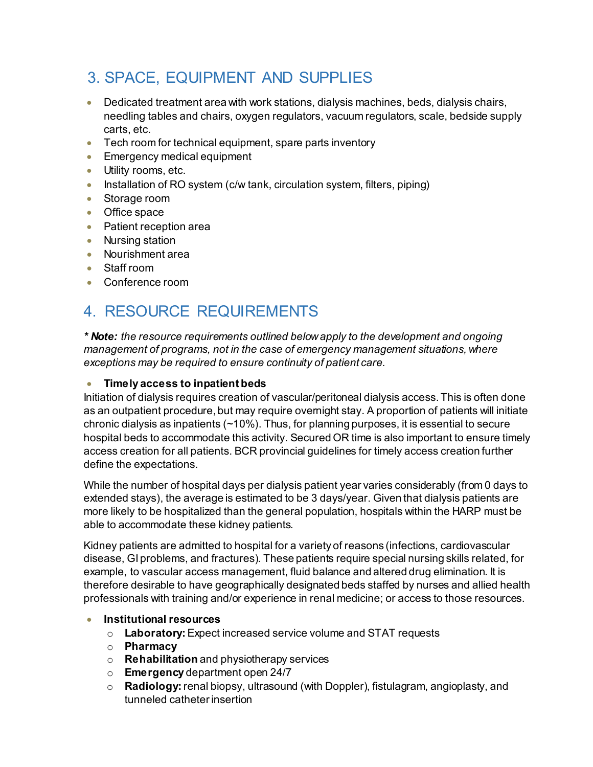## 3. SPACE, EQUIPMENT AND SUPPLIES

- Dedicated treatment area with work stations, dialysis machines, beds, dialysis chairs, needling tables and chairs, oxygen regulators, vacuum regulators, scale, bedside supply carts, etc.
- Tech room for technical equipment, spare parts inventory
- Emergency medical equipment
- Utility rooms, etc.
- Installation of RO system (c/w tank, circulation system, filters, piping)
- Storage room
- Office space
- Patient reception area
- Nursing station
- Nourishment area
- Staff room
- Conference room

## 4. RESOURCE REQUIREMENTS

***Note:** the resource requirements outlined below apply to the development and ongoing management of programs, not in the case of emergency management situations, where exceptions may be required to ensure continuity of patient care.*

- **Timely access to inpatient beds**

Initiation of dialysis requires creation of vascular/peritoneal dialysis access. This is often done as an outpatient procedure, but may require overnight stay. A proportion of patients will initiate chronic dialysis as inpatients (~10%). Thus, for planning purposes, it is essential to secure hospital beds to accommodate this activity. Secured OR time is also important to ensure timely access creation for all patients. BCR provincial guidelines for timely access creation further define the expectations.

While the number of hospital days per dialysis patient year varies considerably (from 0 days to extended stays), the average is estimated to be 3 days/year. Given that dialysis patients are more likely to be hospitalized than the general population, hospitals within the HARP must be able to accommodate these kidney patients.

Kidney patients are admitted to hospital for a variety of reasons (infections, cardiovascular disease, GI problems, and fractures). These patients require special nursing skills related, for example, to vascular access management, fluid balance and altered drug elimination. It is therefore desirable to have geographically designated beds staffed by nurses and allied health professionals with training and/or experience in renal medicine; or access to those resources.

- **Institutional resources**
  - **Laboratory:** Expect increased service volume and STAT requests
  - **Pharmacy**
  - **Rehabilitation** and physiotherapy services
  - **Emergency** department open 24/7
  - **Radiology:** renal biopsy, ultrasound (with Doppler), fistulagram, angioplasty, and tunneled catheter insertion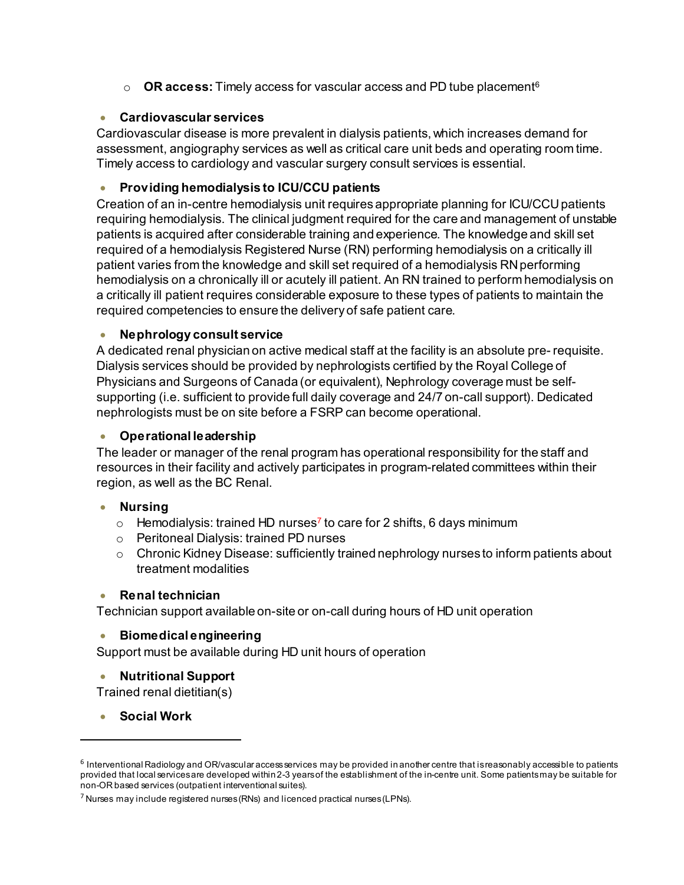- **OR access:** Timely access for vascular access and PD tube placement[6]

- **Cardiovascular services**

Cardiovascular disease is more prevalent in dialysis patients, which increases demand for assessment, angiography services as well as critical care unit beds and operating room time. Timely access to cardiology and vascular surgery consult services is essential.

- **Providing hemodialysis to ICU/CCU patients**

Creation of an in-centre hemodialysis unit requires appropriate planning for ICU/CCU patients requiring hemodialysis. The clinical judgment required for the care and management of unstable patients is acquired after considerable training and experience. The knowledge and skill set required of a hemodialysis Registered Nurse (RN) performing hemodialysis on a critically ill patient varies from the knowledge and skill set required of a hemodialysis RN performing hemodialysis on a chronically ill or acutely ill patient. An RN trained to perform hemodialysis on a critically ill patient requires considerable exposure to these types of patients to maintain the required competencies to ensure the delivery of safe patient care.

- **Nephrology consult service**

A dedicated renal physician on active medical staff at the facility is an absolute pre- requisite. Dialysis services should be provided by nephrologists certified by the Royal College of Physicians and Surgeons of Canada (or equivalent), Nephrology coverage must be self-supporting (i.e. sufficient to provide full daily coverage and 24/7 on-call support). Dedicated nephrologists must be on site before a FSRP can become operational.

- **Operational leadership**

The leader or manager of the renal program has operational responsibility for the staff and resources in their facility and actively participates in program-related committees within their region, as well as the BC Renal.

- **Nursing**
  - Hemodialysis: trained HD nurses[7] to care for 2 shifts, 6 days minimum
  - Peritoneal Dialysis: trained PD nurses
  - Chronic Kidney Disease: sufficiently trained nephrology nurses to inform patients about treatment modalities

- **Renal technician**

Technician support available on-site or on-call during hours of HD unit operation

- **Biomedical engineering**

Support must be available during HD unit hours of operation

- **Nutritional Support**

Trained renal dietitian(s)

- **Social Work**

---

[6] Interventional Radiology and OR/vascular access services may be provided in another centre that is reasonably accessible to patients provided that local services are developed within 2-3 years of the establishment of the in-centre unit. Some patients may be suitable for non-OR based services (outpatient interventional suites).

[7] Nurses may include registered nurses (RNs) and licenced practical nurses (LPNs).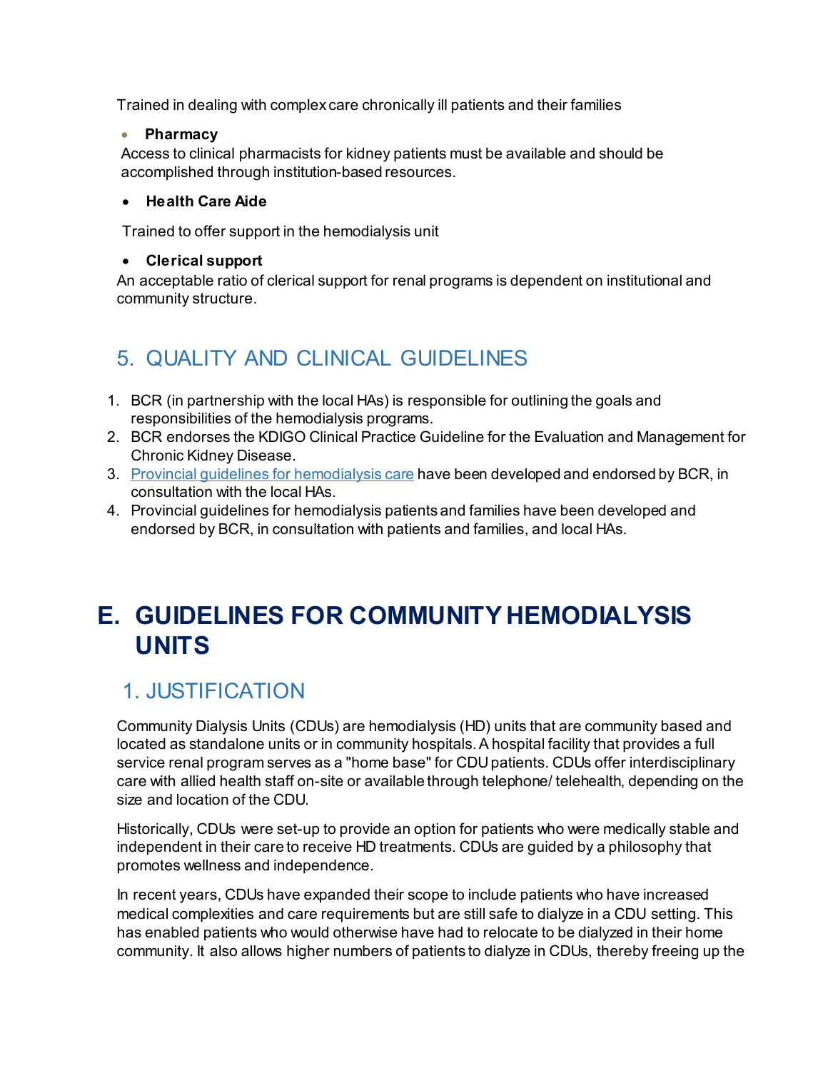Trained in dealing with complex care chronically ill patients and their families

- **Pharmacy**

Access to clinical pharmacists for kidney patients must be available and should be accomplished through institution-based resources.

- **Health Care Aide**

Trained to offer support in the hemodialysis unit

- **Clerical support**

An acceptable ratio of clerical support for renal programs is dependent on institutional and community structure.

## 5. QUALITY AND CLINICAL GUIDELINES

1. BCR (in partnership with the local HAs) is responsible for outlining the goals and responsibilities of the hemodialysis programs.
2. BCR endorses the KDIGO Clinical Practice Guideline for the Evaluation and Management for Chronic Kidney Disease.
3. Provincial guidelines for hemodialysis care have been developed and endorsed by BCR, in consultation with the local HAs.
4. Provincial guidelines for hemodialysis patients and families have been developed and endorsed by BCR, in consultation with patients and families, and local HAs.

# E. GUIDELINES FOR COMMUNITY HEMODIALYSIS UNITS

## 1. JUSTIFICATION

Community Dialysis Units (CDUs) are hemodialysis (HD) units that are community based and located as standalone units or in community hospitals. A hospital facility that provides a full service renal program serves as a "home base" for CDU patients. CDUs offer interdisciplinary care with allied health staff on-site or available through telephone/ telehealth, depending on the size and location of the CDU.

Historically, CDUs were set-up to provide an option for patients who were medically stable and independent in their care to receive HD treatments. CDUs are guided by a philosophy that promotes wellness and independence.

In recent years, CDUs have expanded their scope to include patients who have increased medical complexities and care requirements but are still safe to dialyze in a CDU setting. This has enabled patients who would otherwise have had to relocate to be dialyzed in their home community. It also allows higher numbers of patients to dialyze in CDUs, thereby freeing up the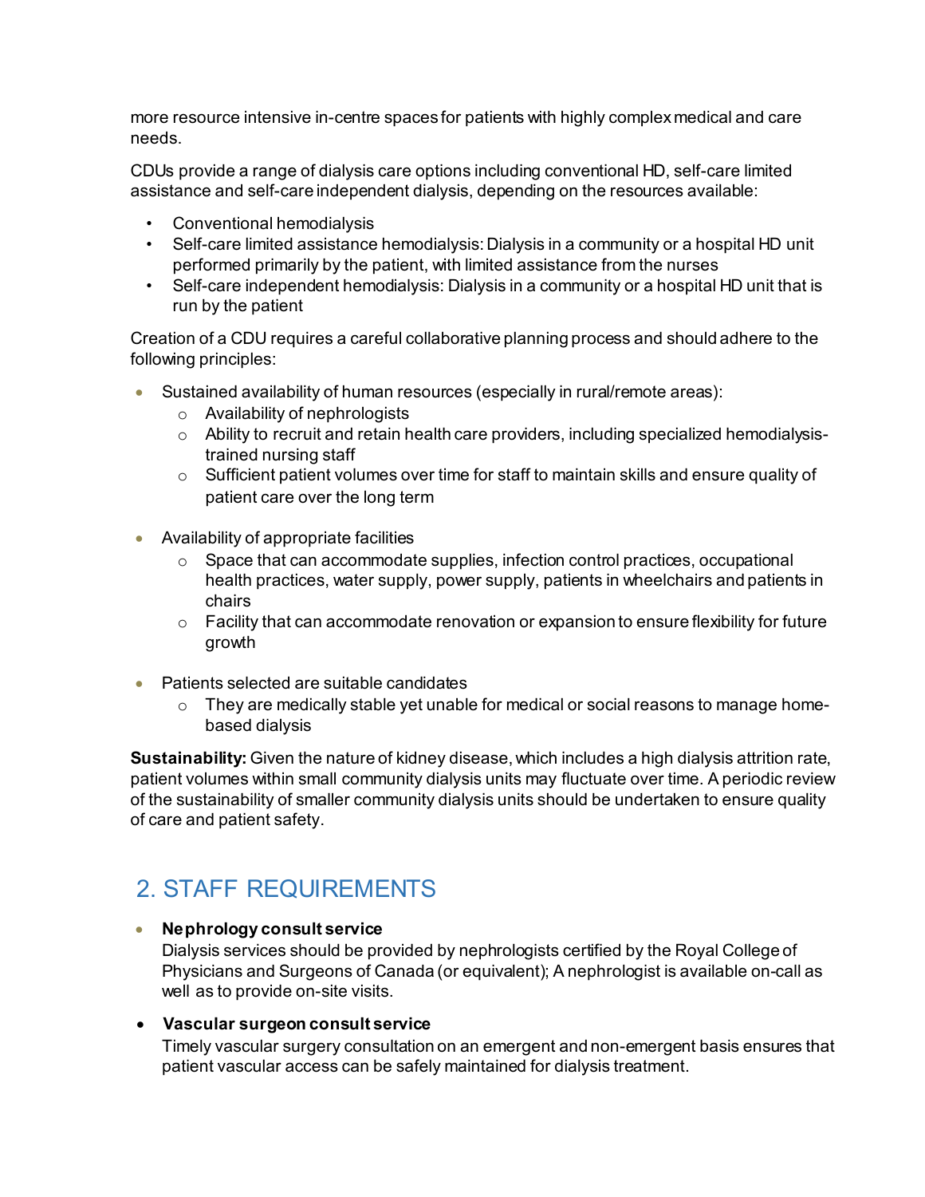more resource intensive in-centre spaces for patients with highly complex medical and care needs.

CDUs provide a range of dialysis care options including conventional HD, self-care limited assistance and self-care independent dialysis, depending on the resources available:

- Conventional hemodialysis
- Self-care limited assistance hemodialysis: Dialysis in a community or a hospital HD unit performed primarily by the patient, with limited assistance from the nurses
- Self-care independent hemodialysis: Dialysis in a community or a hospital HD unit that is run by the patient

Creation of a CDU requires a careful collaborative planning process and should adhere to the following principles:

- Sustained availability of human resources (especially in rural/remote areas):
    - Availability of nephrologists
    - Ability to recruit and retain health care providers, including specialized hemodialysis-trained nursing staff
    - Sufficient patient volumes over time for staff to maintain skills and ensure quality of patient care over the long term
- Availability of appropriate facilities
    - Space that can accommodate supplies, infection control practices, occupational health practices, water supply, power supply, patients in wheelchairs and patients in chairs
    - Facility that can accommodate renovation or expansion to ensure flexibility for future growth
- Patients selected are suitable candidates
    - They are medically stable yet unable for medical or social reasons to manage home-based dialysis

**Sustainability:** Given the nature of kidney disease, which includes a high dialysis attrition rate, patient volumes within small community dialysis units may fluctuate over time. A periodic review of the sustainability of smaller community dialysis units should be undertaken to ensure quality of care and patient safety.

## 2. STAFF REQUIREMENTS

- **Nephrology consult service**
  Dialysis services should be provided by nephrologists certified by the Royal College of Physicians and Surgeons of Canada (or equivalent); A nephrologist is available on-call as well as to provide on-site visits.
- **Vascular surgeon consult service**
  Timely vascular surgery consultation on an emergent and non-emergent basis ensures that patient vascular access can be safely maintained for dialysis treatment.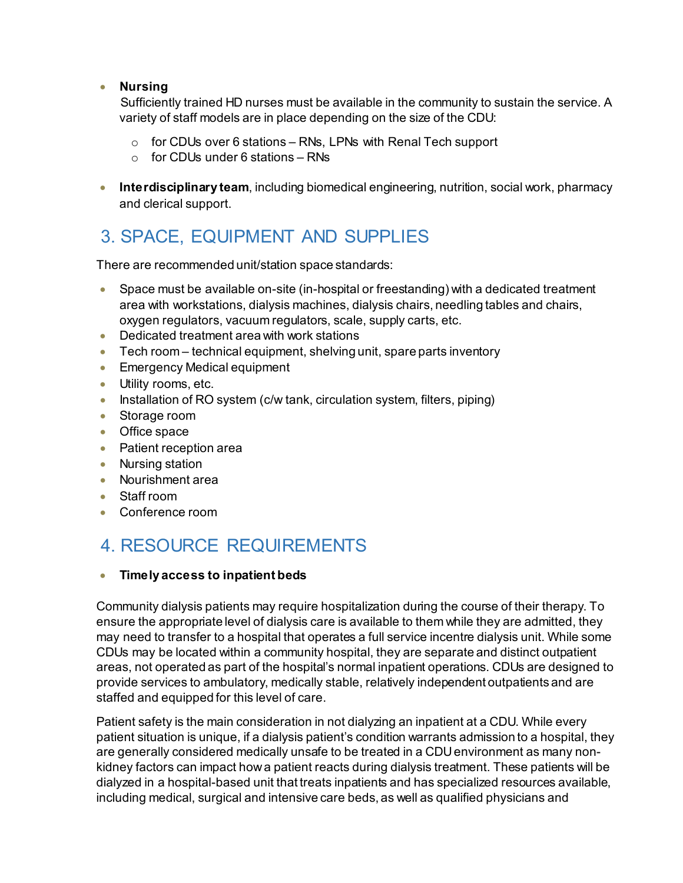- **Nursing**
  Sufficiently trained HD nurses must be available in the community to sustain the service. A variety of staff models are in place depending on the size of the CDU:
    - for CDUs over 6 stations – RNs, LPNs with Renal Tech support
    - for CDUs under 6 stations – RNs

- **Interdisciplinary team**, including biomedical engineering, nutrition, social work, pharmacy and clerical support.

## 3. SPACE, EQUIPMENT AND SUPPLIES

There are recommended unit/station space standards:

- Space must be available on-site (in-hospital or freestanding) with a dedicated treatment area with workstations, dialysis machines, dialysis chairs, needling tables and chairs, oxygen regulators, vacuum regulators, scale, supply carts, etc.
- Dedicated treatment area with work stations
- Tech room – technical equipment, shelving unit, spare parts inventory
- Emergency Medical equipment
- Utility rooms, etc.
- Installation of RO system (c/w tank, circulation system, filters, piping)
- Storage room
- Office space
- Patient reception area
- Nursing station
- Nourishment area
- Staff room
- Conference room

## 4. RESOURCE REQUIREMENTS

- **Timely access to inpatient beds**

Community dialysis patients may require hospitalization during the course of their therapy. To ensure the appropriate level of dialysis care is available to them while they are admitted, they may need to transfer to a hospital that operates a full service incentre dialysis unit. While some CDUs may be located within a community hospital, they are separate and distinct outpatient areas, not operated as part of the hospital's normal inpatient operations. CDUs are designed to provide services to ambulatory, medically stable, relatively independent outpatients and are staffed and equipped for this level of care.

Patient safety is the main consideration in not dialyzing an inpatient at a CDU. While every patient situation is unique, if a dialysis patient's condition warrants admission to a hospital, they are generally considered medically unsafe to be treated in a CDU environment as many non-kidney factors can impact how a patient reacts during dialysis treatment. These patients will be dialyzed in a hospital-based unit that treats inpatients and has specialized resources available, including medical, surgical and intensive care beds, as well as qualified physicians and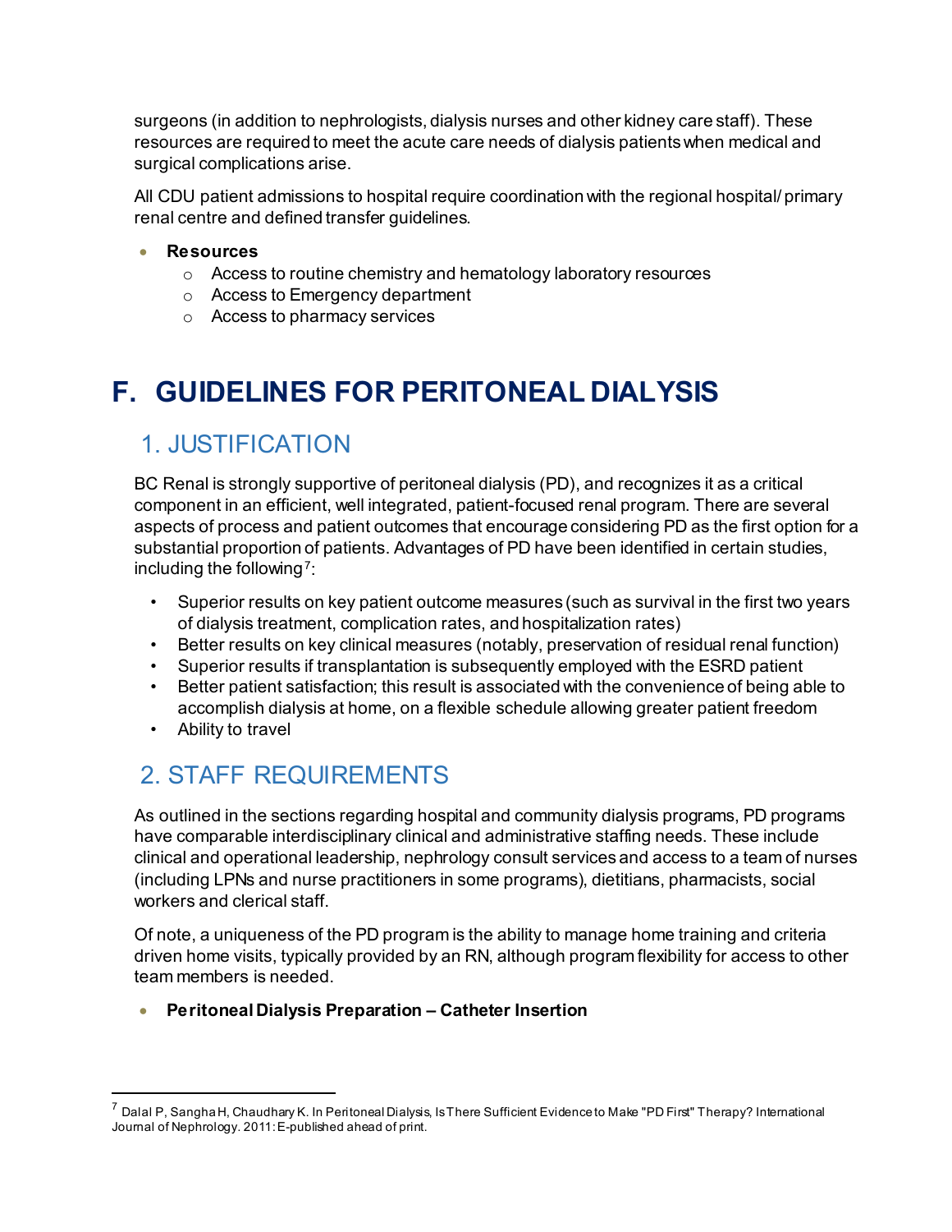surgeons (in addition to nephrologists, dialysis nurses and other kidney care staff). These resources are required to meet the acute care needs of dialysis patients when medical and surgical complications arise.

All CDU patient admissions to hospital require coordination with the regional hospital/ primary renal centre and defined transfer guidelines.

- **Resources**
  - Access to routine chemistry and hematology laboratory resources
  - Access to Emergency department
  - Access to pharmacy services

# F. GUIDELINES FOR PERITONEAL DIALYSIS

## 1. JUSTIFICATION

BC Renal is strongly supportive of peritoneal dialysis (PD), and recognizes it as a critical component in an efficient, well integrated, patient-focused renal program. There are several aspects of process and patient outcomes that encourage considering PD as the first option for a substantial proportion of patients. Advantages of PD have been identified in certain studies, including the following[7]:

- Superior results on key patient outcome measures (such as survival in the first two years of dialysis treatment, complication rates, and hospitalization rates)
- Better results on key clinical measures (notably, preservation of residual renal function)
- Superior results if transplantation is subsequently employed with the ESRD patient
- Better patient satisfaction; this result is associated with the convenience of being able to accomplish dialysis at home, on a flexible schedule allowing greater patient freedom
- Ability to travel

## 2. STAFF REQUIREMENTS

As outlined in the sections regarding hospital and community dialysis programs, PD programs have comparable interdisciplinary clinical and administrative staffing needs. These include clinical and operational leadership, nephrology consult services and access to a team of nurses (including LPNs and nurse practitioners in some programs), dietitians, pharmacists, social workers and clerical staff.

Of note, a uniqueness of the PD program is the ability to manage home training and criteria driven home visits, typically provided by an RN, although program flexibility for access to other team members is needed.

- **Peritoneal Dialysis Preparation – Catheter Insertion**

---

[7] Dalal P, Sangha H, Chaudhary K. In Peritoneal Dialysis, Is There Sufficient Evidence to Make "PD First" Therapy? International Journal of Nephrology. 2011: E-published ahead of print.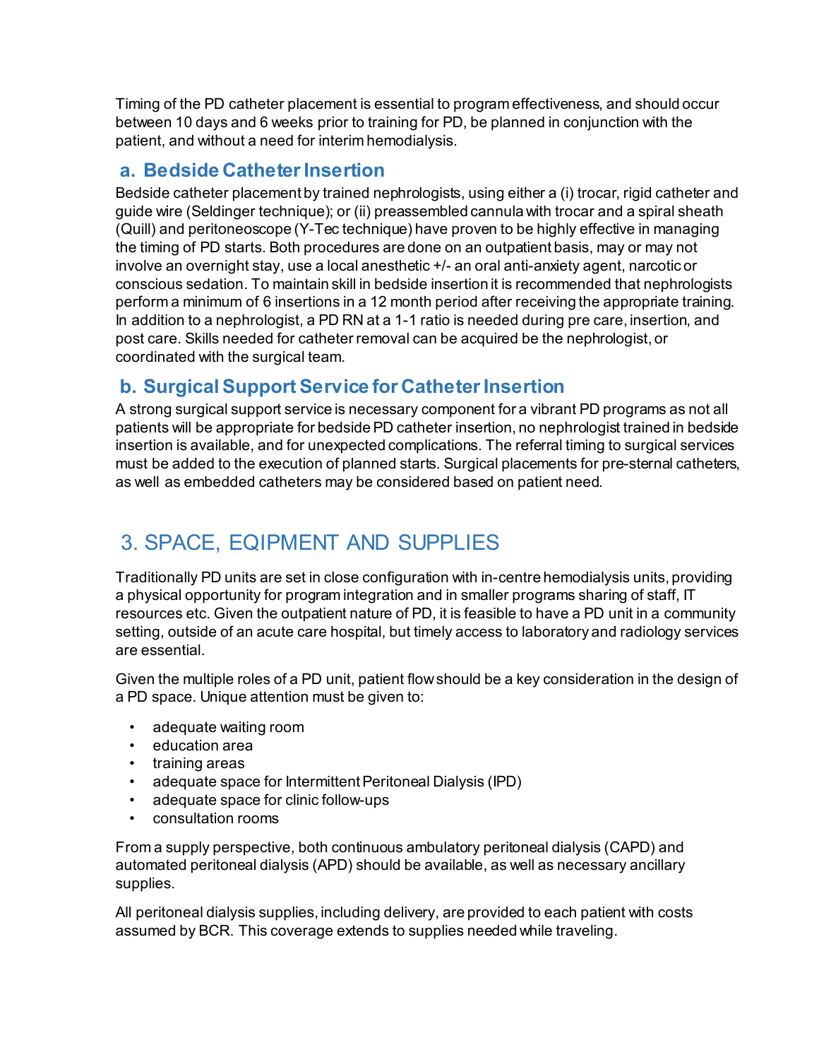Timing of the PD catheter placement is essential to program effectiveness, and should occur between 10 days and 6 weeks prior to training for PD, be planned in conjunction with the patient, and without a need for interim hemodialysis.

### a. Bedside Catheter Insertion

Bedside catheter placement by trained nephrologists, using either a (i) trocar, rigid catheter and guide wire (Seldinger technique); or (ii) preassembled cannula with trocar and a spiral sheath (Quill) and peritoneoscope (Y-Tec technique) have proven to be highly effective in managing the timing of PD starts. Both procedures are done on an outpatient basis, may or may not involve an overnight stay, use a local anesthetic +/- an oral anti-anxiety agent, narcotic or conscious sedation. To maintain skill in bedside insertion it is recommended that nephrologists perform a minimum of 6 insertions in a 12 month period after receiving the appropriate training. In addition to a nephrologist, a PD RN at a 1-1 ratio is needed during pre care, insertion, and post care. Skills needed for catheter removal can be acquired be the nephrologist, or coordinated with the surgical team.

### b. Surgical Support Service for Catheter Insertion

A strong surgical support service is necessary component for a vibrant PD programs as not all patients will be appropriate for bedside PD catheter insertion, no nephrologist trained in bedside insertion is available, and for unexpected complications. The referral timing to surgical services must be added to the execution of planned starts. Surgical placements for pre-sternal catheters, as well as embedded catheters may be considered based on patient need.

## 3. SPACE, EQIPMENT AND SUPPLIES

Traditionally PD units are set in close configuration with in-centre hemodialysis units, providing a physical opportunity for program integration and in smaller programs sharing of staff, IT resources etc. Given the outpatient nature of PD, it is feasible to have a PD unit in a community setting, outside of an acute care hospital, but timely access to laboratory and radiology services are essential.

Given the multiple roles of a PD unit, patient flow should be a key consideration in the design of a PD space. Unique attention must be given to:

- adequate waiting room
- education area
- training areas
- adequate space for Intermittent Peritoneal Dialysis (IPD)
- adequate space for clinic follow-ups
- consultation rooms

From a supply perspective, both continuous ambulatory peritoneal dialysis (CAPD) and automated peritoneal dialysis (APD) should be available, as well as necessary ancillary supplies.

All peritoneal dialysis supplies, including delivery, are provided to each patient with costs assumed by BCR. This coverage extends to supplies needed while traveling.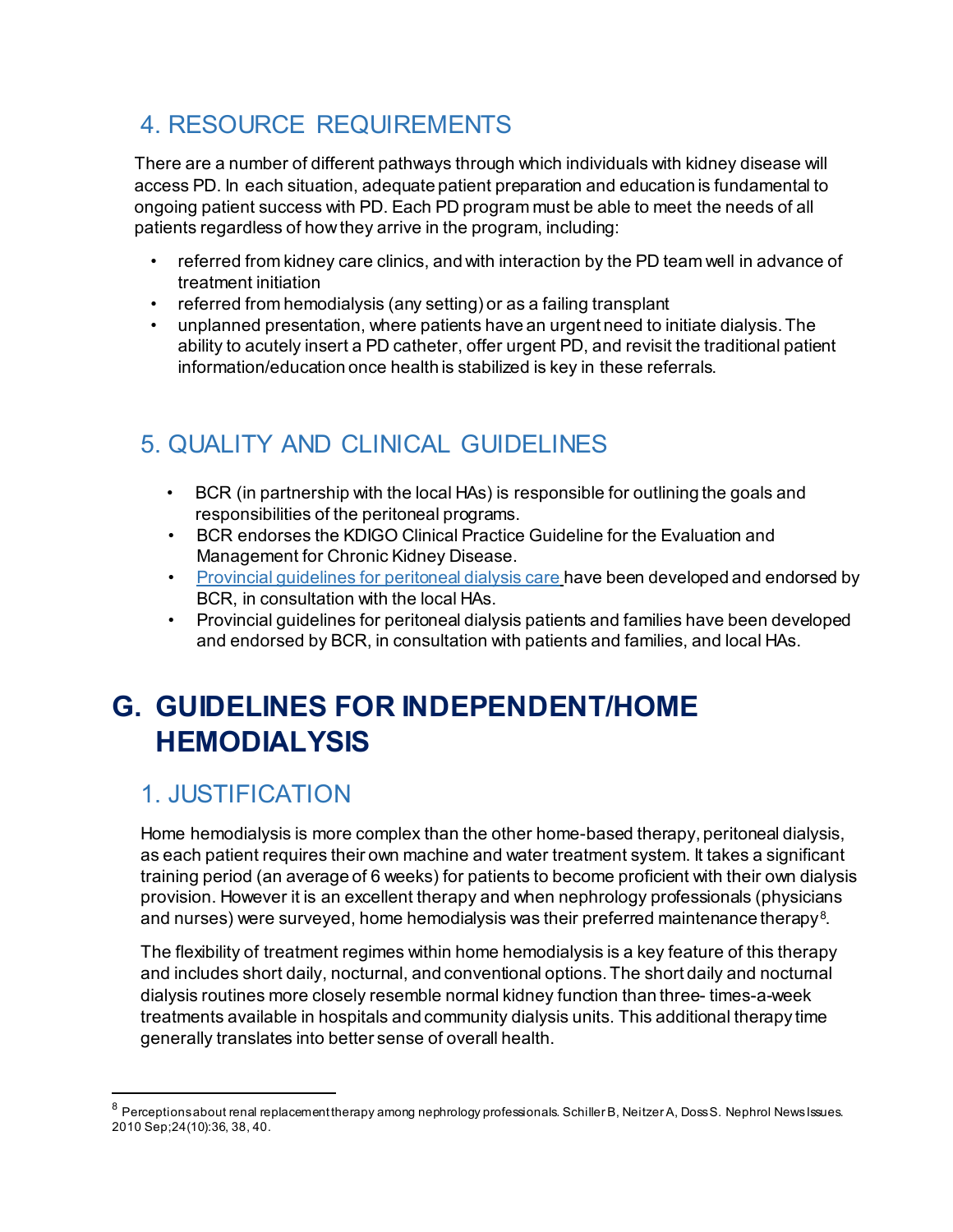## 4. RESOURCE REQUIREMENTS

There are a number of different pathways through which individuals with kidney disease will access PD. In each situation, adequate patient preparation and education is fundamental to ongoing patient success with PD. Each PD program must be able to meet the needs of all patients regardless of how they arrive in the program, including:

- referred from kidney care clinics, and with interaction by the PD team well in advance of treatment initiation
- referred from hemodialysis (any setting) or as a failing transplant
- unplanned presentation, where patients have an urgent need to initiate dialysis. The ability to acutely insert a PD catheter, offer urgent PD, and revisit the traditional patient information/education once health is stabilized is key in these referrals.

## 5. QUALITY AND CLINICAL GUIDELINES

- BCR (in partnership with the local HAs) is responsible for outlining the goals and responsibilities of the peritoneal programs.
- BCR endorses the KDIGO Clinical Practice Guideline for the Evaluation and Management for Chronic Kidney Disease.
- Provincial guidelines for peritoneal dialysis care have been developed and endorsed by BCR, in consultation with the local HAs.
- Provincial guidelines for peritoneal dialysis patients and families have been developed and endorsed by BCR, in consultation with patients and families, and local HAs.

# G. GUIDELINES FOR INDEPENDENT/HOME HEMODIALYSIS

## 1. JUSTIFICATION

Home hemodialysis is more complex than the other home-based therapy, peritoneal dialysis, as each patient requires their own machine and water treatment system. It takes a significant training period (an average of 6 weeks) for patients to become proficient with their own dialysis provision. However it is an excellent therapy and when nephrology professionals (physicians and nurses) were surveyed, home hemodialysis was their preferred maintenance therapy[8].

The flexibility of treatment regimes within home hemodialysis is a key feature of this therapy and includes short daily, nocturnal, and conventional options. The short daily and nocturnal dialysis routines more closely resemble normal kidney function than three- times-a-week treatments available in hospitals and community dialysis units. This additional therapy time generally translates into better sense of overall health.

[8] Perceptions about renal replacement therapy among nephrology professionals. Schiller B, Neitzer A, Doss S. Nephrol News Issues. 2010 Sep;24(10):36, 38, 40.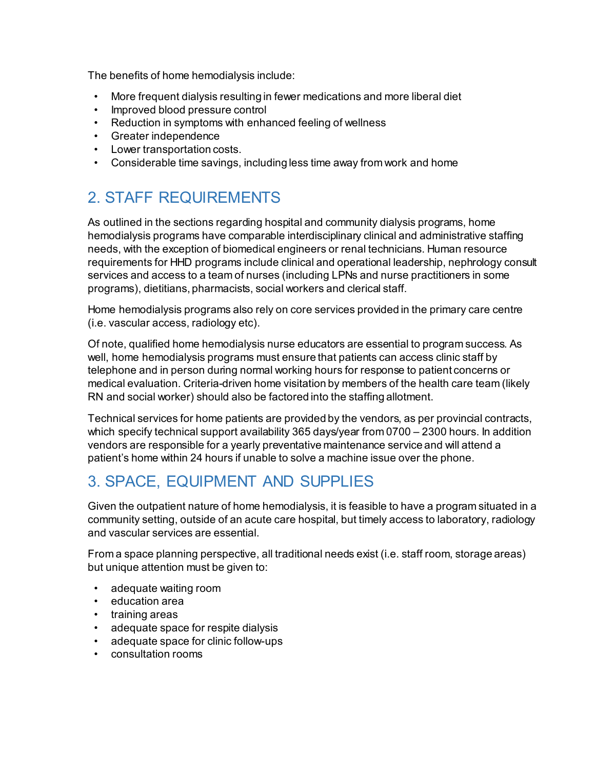The benefits of home hemodialysis include:

- More frequent dialysis resulting in fewer medications and more liberal diet
- Improved blood pressure control
- Reduction in symptoms with enhanced feeling of wellness
- Greater independence
- Lower transportation costs.
- Considerable time savings, including less time away from work and home

## 2. STAFF REQUIREMENTS

As outlined in the sections regarding hospital and community dialysis programs, home hemodialysis programs have comparable interdisciplinary clinical and administrative staffing needs, with the exception of biomedical engineers or renal technicians. Human resource requirements for HHD programs include clinical and operational leadership, nephrology consult services and access to a team of nurses (including LPNs and nurse practitioners in some programs), dietitians, pharmacists, social workers and clerical staff.

Home hemodialysis programs also rely on core services provided in the primary care centre (i.e. vascular access, radiology etc).

Of note, qualified home hemodialysis nurse educators are essential to program success. As well, home hemodialysis programs must ensure that patients can access clinic staff by telephone and in person during normal working hours for response to patient concerns or medical evaluation. Criteria-driven home visitation by members of the health care team (likely RN and social worker) should also be factored into the staffing allotment.

Technical services for home patients are provided by the vendors, as per provincial contracts, which specify technical support availability 365 days/year from 0700 – 2300 hours. In addition vendors are responsible for a yearly preventative maintenance service and will attend a patient's home within 24 hours if unable to solve a machine issue over the phone.

## 3. SPACE, EQUIPMENT AND SUPPLIES

Given the outpatient nature of home hemodialysis, it is feasible to have a program situated in a community setting, outside of an acute care hospital, but timely access to laboratory, radiology and vascular services are essential.

From a space planning perspective, all traditional needs exist (i.e. staff room, storage areas) but unique attention must be given to:

- adequate waiting room
- education area
- training areas
- adequate space for respite dialysis
- adequate space for clinic follow-ups
- consultation rooms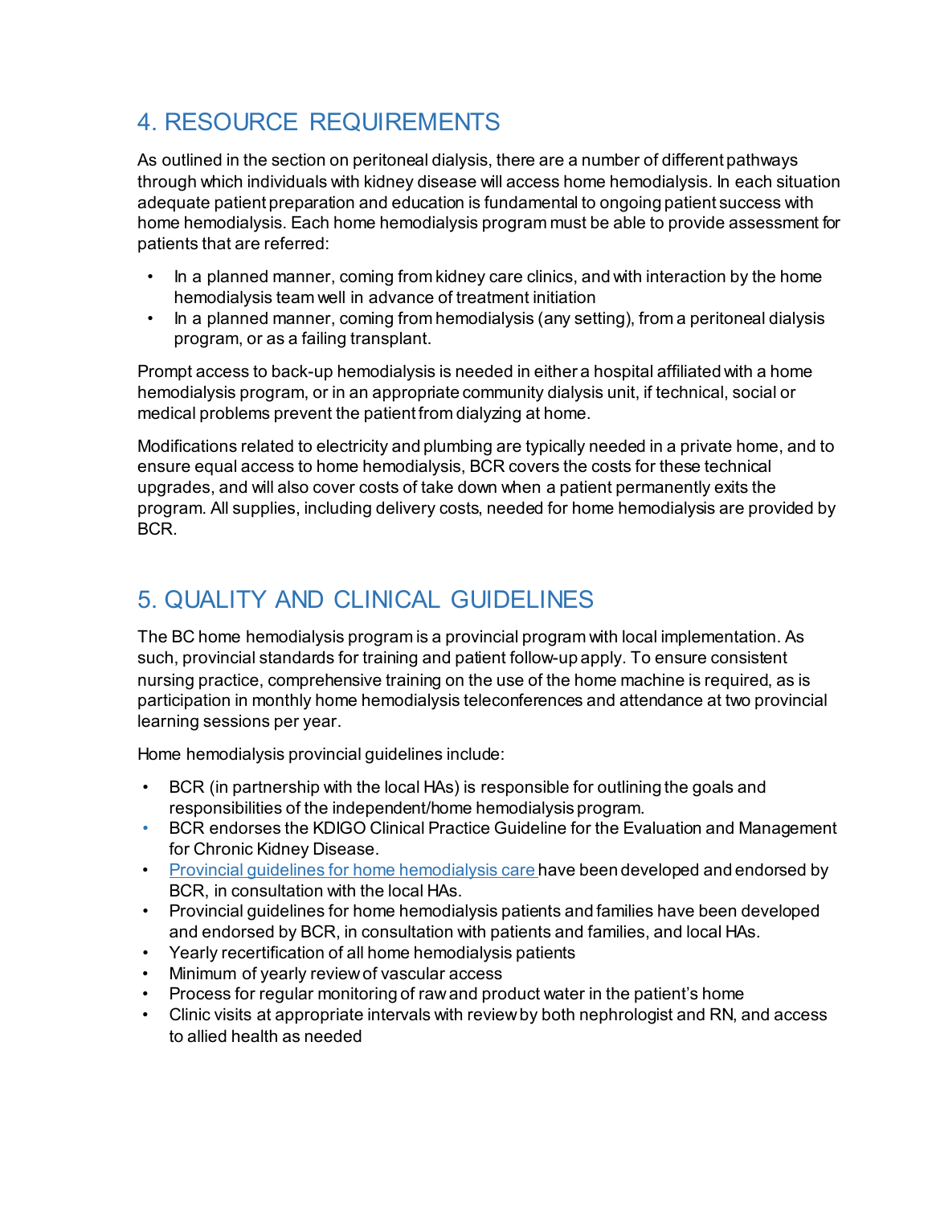## 4. RESOURCE REQUIREMENTS

As outlined in the section on peritoneal dialysis, there are a number of different pathways through which individuals with kidney disease will access home hemodialysis. In each situation adequate patient preparation and education is fundamental to ongoing patient success with home hemodialysis. Each home hemodialysis program must be able to provide assessment for patients that are referred:

- In a planned manner, coming from kidney care clinics, and with interaction by the home hemodialysis team well in advance of treatment initiation
- In a planned manner, coming from hemodialysis (any setting), from a peritoneal dialysis program, or as a failing transplant.

Prompt access to back-up hemodialysis is needed in either a hospital affiliated with a home hemodialysis program, or in an appropriate community dialysis unit, if technical, social or medical problems prevent the patient from dialyzing at home.

Modifications related to electricity and plumbing are typically needed in a private home, and to ensure equal access to home hemodialysis, BCR covers the costs for these technical upgrades, and will also cover costs of take down when a patient permanently exits the program. All supplies, including delivery costs, needed for home hemodialysis are provided by BCR.

## 5. QUALITY AND CLINICAL GUIDELINES

The BC home hemodialysis program is a provincial program with local implementation. As such, provincial standards for training and patient follow-up apply. To ensure consistent nursing practice, comprehensive training on the use of the home machine is required, as is participation in monthly home hemodialysis teleconferences and attendance at two provincial learning sessions per year.

Home hemodialysis provincial guidelines include:

- BCR (in partnership with the local HAs) is responsible for outlining the goals and responsibilities of the independent/home hemodialysis program.
- BCR endorses the KDIGO Clinical Practice Guideline for the Evaluation and Management for Chronic Kidney Disease.
- Provincial guidelines for home hemodialysis care have been developed and endorsed by BCR, in consultation with the local HAs.
- Provincial guidelines for home hemodialysis patients and families have been developed and endorsed by BCR, in consultation with patients and families, and local HAs.
- Yearly recertification of all home hemodialysis patients
- Minimum of yearly review of vascular access
- Process for regular monitoring of raw and product water in the patient's home
- Clinic visits at appropriate intervals with review by both nephrologist and RN, and access to allied health as needed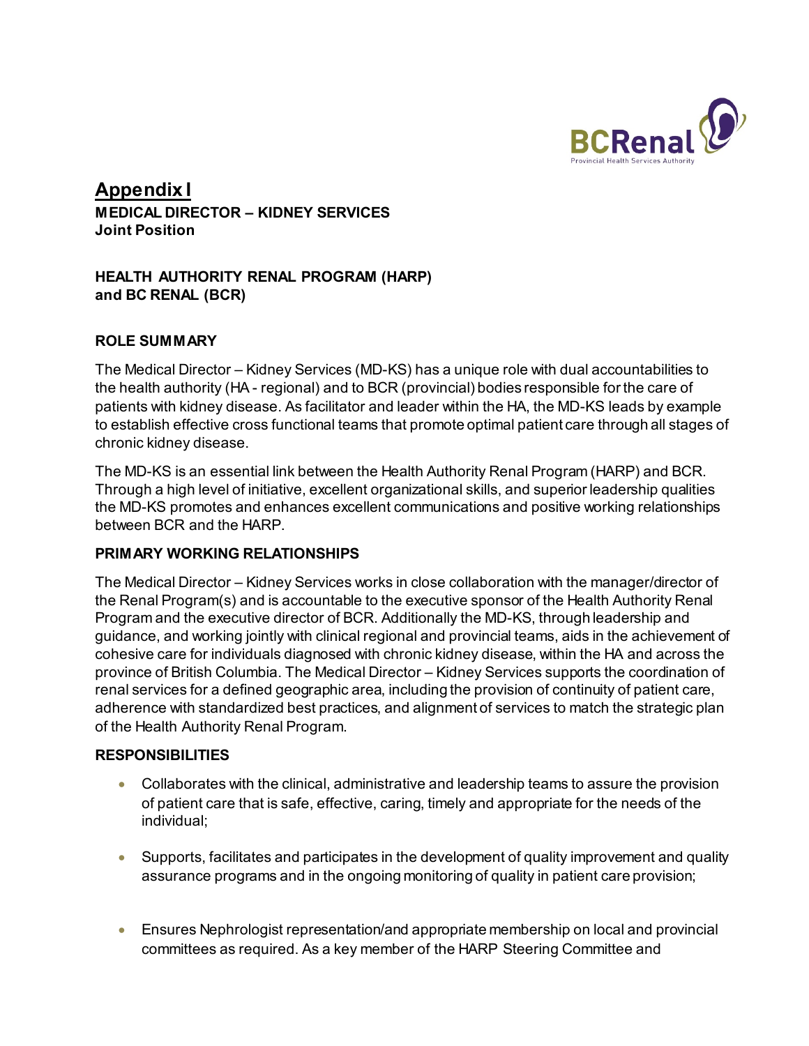## Appendix I

**MEDICAL DIRECTOR – KIDNEY SERVICES**
**Joint Position**

**HEALTH AUTHORITY RENAL PROGRAM (HARP)**
**and BC RENAL (BCR)**

### ROLE SUMMARY

The Medical Director – Kidney Services (MD-KS) has a unique role with dual accountabilities to the health authority (HA - regional) and to BCR (provincial) bodies responsible for the care of patients with kidney disease. As facilitator and leader within the HA, the MD-KS leads by example to establish effective cross functional teams that promote optimal patient care through all stages of chronic kidney disease.

The MD-KS is an essential link between the Health Authority Renal Program (HARP) and BCR. Through a high level of initiative, excellent organizational skills, and superior leadership qualities the MD-KS promotes and enhances excellent communications and positive working relationships between BCR and the HARP.

### PRIMARY WORKING RELATIONSHIPS

The Medical Director – Kidney Services works in close collaboration with the manager/director of the Renal Program(s) and is accountable to the executive sponsor of the Health Authority Renal Program and the executive director of BCR. Additionally the MD-KS, through leadership and guidance, and working jointly with clinical regional and provincial teams, aids in the achievement of cohesive care for individuals diagnosed with chronic kidney disease, within the HA and across the province of British Columbia. The Medical Director – Kidney Services supports the coordination of renal services for a defined geographic area, including the provision of continuity of patient care, adherence with standardized best practices, and alignment of services to match the strategic plan of the Health Authority Renal Program.

### RESPONSIBILITIES

- Collaborates with the clinical, administrative and leadership teams to assure the provision of patient care that is safe, effective, caring, timely and appropriate for the needs of the individual;
- Supports, facilitates and participates in the development of quality improvement and quality assurance programs and in the ongoing monitoring of quality in patient care provision;
- Ensures Nephrologist representation/and appropriate membership on local and provincial committees as required. As a key member of the HARP Steering Committee and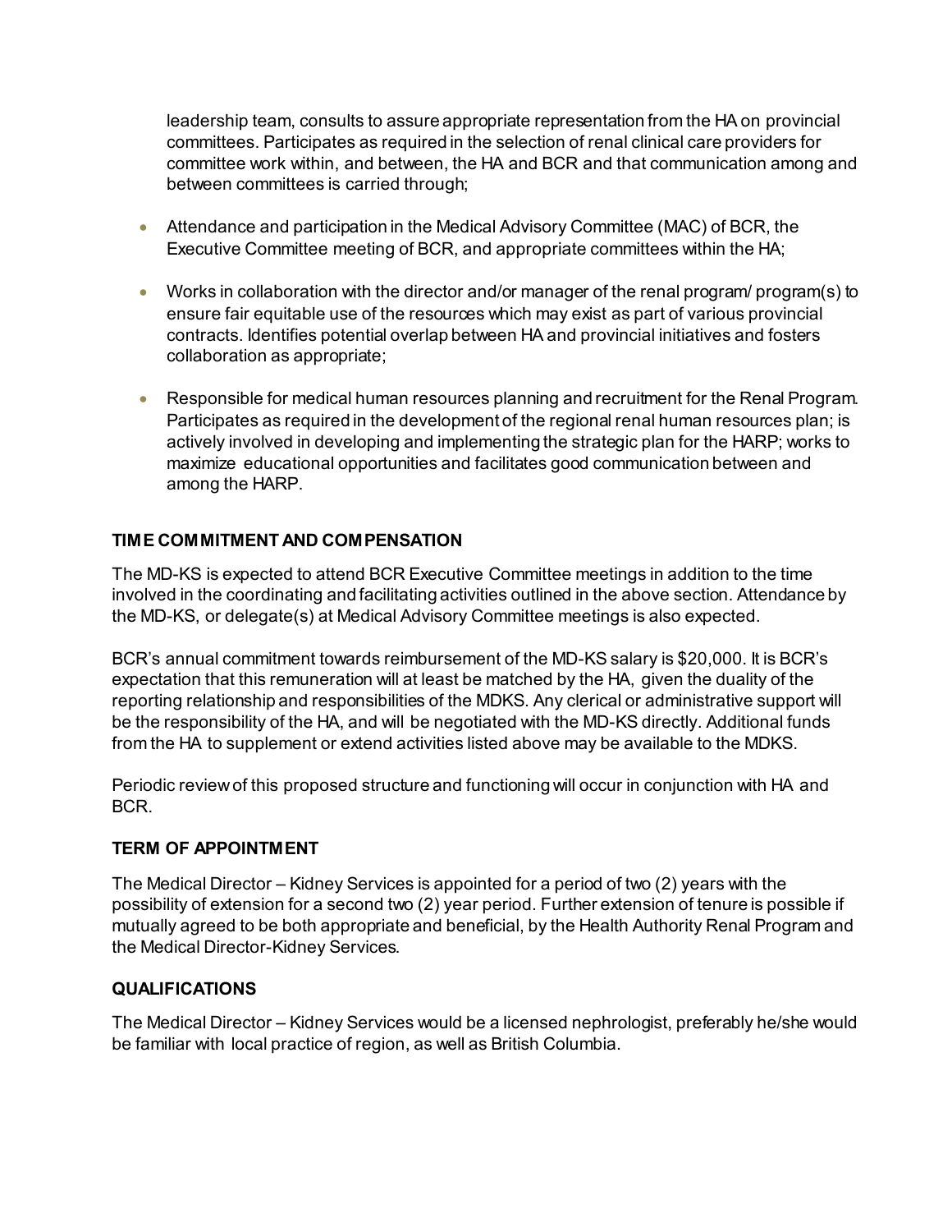leadership team, consults to assure appropriate representation from the HA on provincial committees. Participates as required in the selection of renal clinical care providers for committee work within, and between, the HA and BCR and that communication among and between committees is carried through;

- Attendance and participation in the Medical Advisory Committee (MAC) of BCR, the Executive Committee meeting of BCR, and appropriate committees within the HA;
- Works in collaboration with the director and/or manager of the renal program/ program(s) to ensure fair equitable use of the resources which may exist as part of various provincial contracts. Identifies potential overlap between HA and provincial initiatives and fosters collaboration as appropriate;
- Responsible for medical human resources planning and recruitment for the Renal Program. Participates as required in the development of the regional renal human resources plan; is actively involved in developing and implementing the strategic plan for the HARP; works to maximize educational opportunities and facilitates good communication between and among the HARP.

**TIME COMMITMENT AND COMPENSATION**

The MD-KS is expected to attend BCR Executive Committee meetings in addition to the time involved in the coordinating and facilitating activities outlined in the above section. Attendance by the MD-KS, or delegate(s) at Medical Advisory Committee meetings is also expected.

BCR's annual commitment towards reimbursement of the MD-KS salary is $20,000. It is BCR's expectation that this remuneration will at least be matched by the HA, given the duality of the reporting relationship and responsibilities of the MDKS. Any clerical or administrative support will be the responsibility of the HA, and will be negotiated with the MD-KS directly. Additional funds from the HA to supplement or extend activities listed above may be available to the MDKS.

Periodic review of this proposed structure and functioning will occur in conjunction with HA and BCR.

**TERM OF APPOINTMENT**

The Medical Director – Kidney Services is appointed for a period of two (2) years with the possibility of extension for a second two (2) year period. Further extension of tenure is possible if mutually agreed to be both appropriate and beneficial, by the Health Authority Renal Program and the Medical Director-Kidney Services.

**QUALIFICATIONS**

The Medical Director – Kidney Services would be a licensed nephrologist, preferably he/she would be familiar with local practice of region, as well as British Columbia.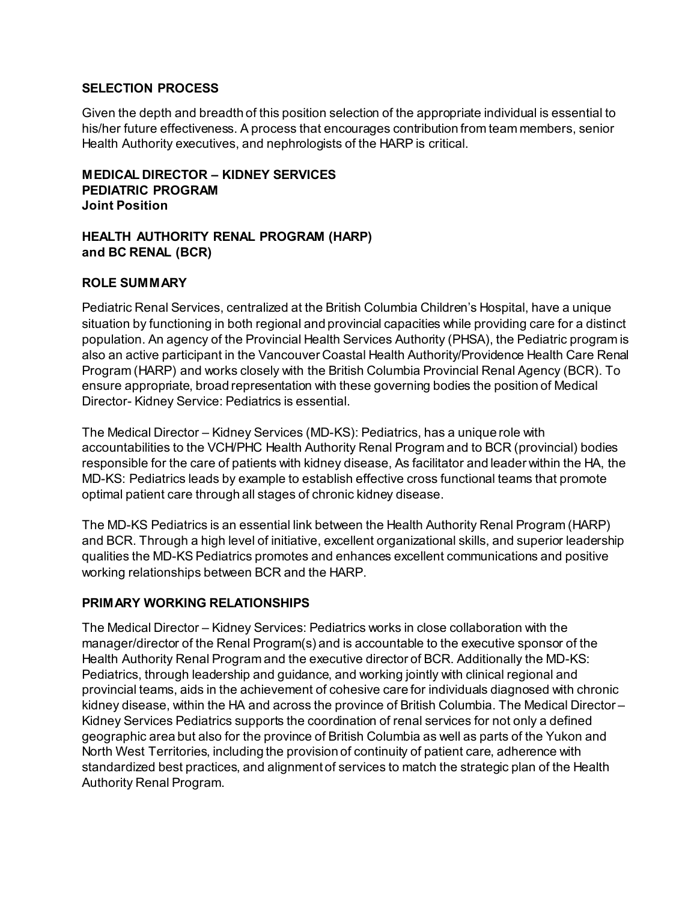## SELECTION PROCESS

Given the depth and breadth of this position selection of the appropriate individual is essential to his/her future effectiveness. A process that encourages contribution from team members, senior Health Authority executives, and nephrologists of the HARP is critical.

## MEDICAL DIRECTOR – KIDNEY SERVICES
## PEDIATRIC PROGRAM
## Joint Position

## HEALTH AUTHORITY RENAL PROGRAM (HARP) and BC RENAL (BCR)

## ROLE SUMMARY

Pediatric Renal Services, centralized at the British Columbia Children's Hospital, have a unique situation by functioning in both regional and provincial capacities while providing care for a distinct population. An agency of the Provincial Health Services Authority (PHSA), the Pediatric program is also an active participant in the Vancouver Coastal Health Authority/Providence Health Care Renal Program (HARP) and works closely with the British Columbia Provincial Renal Agency (BCR). To ensure appropriate, broad representation with these governing bodies the position of Medical Director- Kidney Service: Pediatrics is essential.

The Medical Director – Kidney Services (MD-KS): Pediatrics, has a unique role with accountabilities to the VCH/PHC Health Authority Renal Program and to BCR (provincial) bodies responsible for the care of patients with kidney disease, As facilitator and leader within the HA, the MD-KS: Pediatrics leads by example to establish effective cross functional teams that promote optimal patient care through all stages of chronic kidney disease.

The MD-KS Pediatrics is an essential link between the Health Authority Renal Program (HARP) and BCR. Through a high level of initiative, excellent organizational skills, and superior leadership qualities the MD-KS Pediatrics promotes and enhances excellent communications and positive working relationships between BCR and the HARP.

## PRIMARY WORKING RELATIONSHIPS

The Medical Director – Kidney Services: Pediatrics works in close collaboration with the manager/director of the Renal Program(s) and is accountable to the executive sponsor of the Health Authority Renal Program and the executive director of BCR. Additionally the MD-KS: Pediatrics, through leadership and guidance, and working jointly with clinical regional and provincial teams, aids in the achievement of cohesive care for individuals diagnosed with chronic kidney disease, within the HA and across the province of British Columbia. The Medical Director – Kidney Services Pediatrics supports the coordination of renal services for not only a defined geographic area but also for the province of British Columbia as well as parts of the Yukon and North West Territories, including the provision of continuity of patient care, adherence with standardized best practices, and alignment of services to match the strategic plan of the Health Authority Renal Program.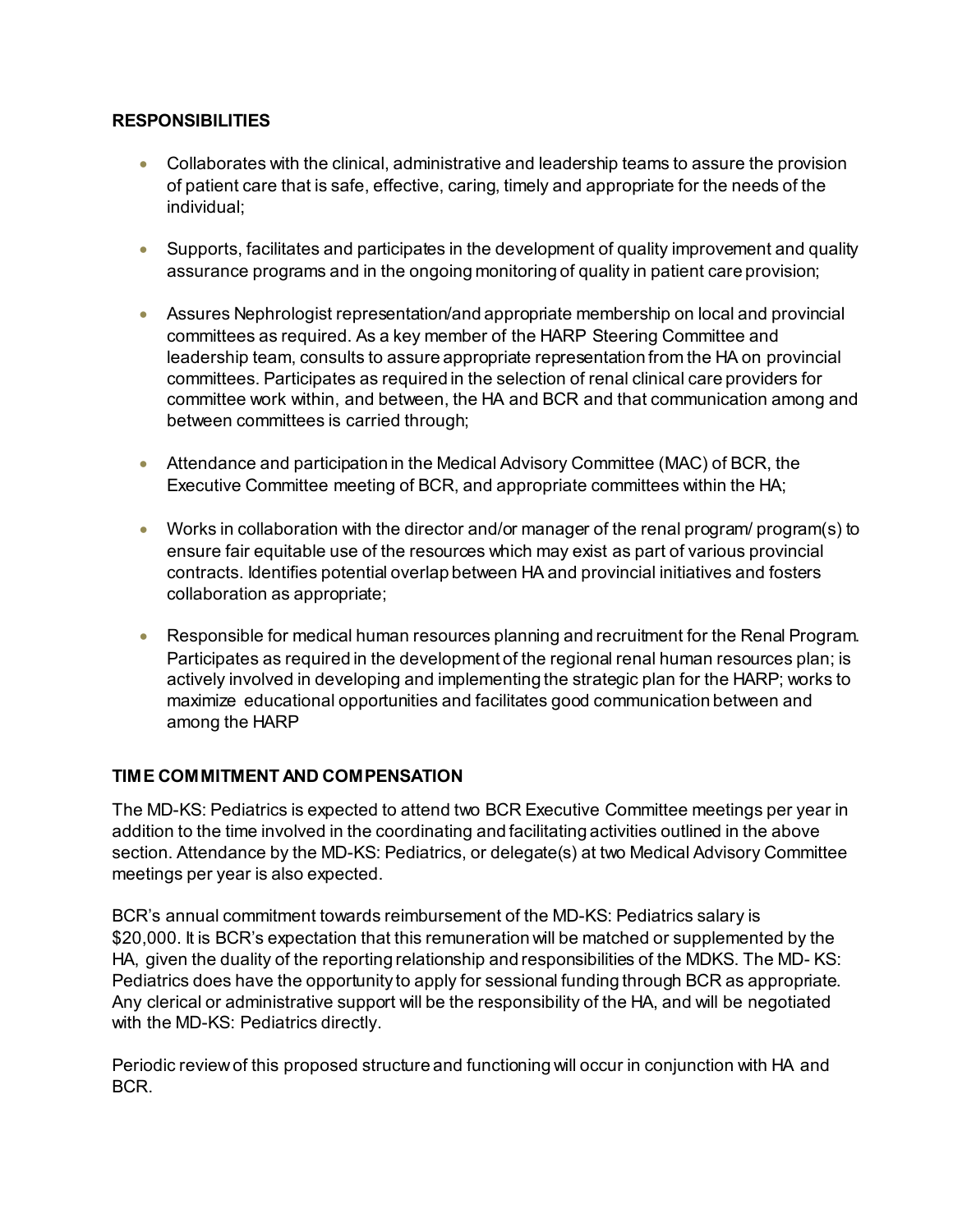## RESPONSIBILITIES

- Collaborates with the clinical, administrative and leadership teams to assure the provision of patient care that is safe, effective, caring, timely and appropriate for the needs of the individual;
- Supports, facilitates and participates in the development of quality improvement and quality assurance programs and in the ongoing monitoring of quality in patient care provision;
- Assures Nephrologist representation/and appropriate membership on local and provincial committees as required. As a key member of the HARP Steering Committee and leadership team, consults to assure appropriate representation from the HA on provincial committees. Participates as required in the selection of renal clinical care providers for committee work within, and between, the HA and BCR and that communication among and between committees is carried through;
- Attendance and participation in the Medical Advisory Committee (MAC) of BCR, the Executive Committee meeting of BCR, and appropriate committees within the HA;
- Works in collaboration with the director and/or manager of the renal program/ program(s) to ensure fair equitable use of the resources which may exist as part of various provincial contracts. Identifies potential overlap between HA and provincial initiatives and fosters collaboration as appropriate;
- Responsible for medical human resources planning and recruitment for the Renal Program. Participates as required in the development of the regional renal human resources plan; is actively involved in developing and implementing the strategic plan for the HARP; works to maximize educational opportunities and facilitates good communication between and among the HARP

## TIME COMMITMENT AND COMPENSATION

The MD-KS: Pediatrics is expected to attend two BCR Executive Committee meetings per year in addition to the time involved in the coordinating and facilitating activities outlined in the above section. Attendance by the MD-KS: Pediatrics, or delegate(s) at two Medical Advisory Committee meetings per year is also expected.

BCR's annual commitment towards reimbursement of the MD-KS: Pediatrics salary is $20,000. It is BCR's expectation that this remuneration will be matched or supplemented by the HA, given the duality of the reporting relationship and responsibilities of the MDKS. The MD- KS: Pediatrics does have the opportunity to apply for sessional funding through BCR as appropriate. Any clerical or administrative support will be the responsibility of the HA, and will be negotiated with the MD-KS: Pediatrics directly.

Periodic review of this proposed structure and functioning will occur in conjunction with HA and BCR.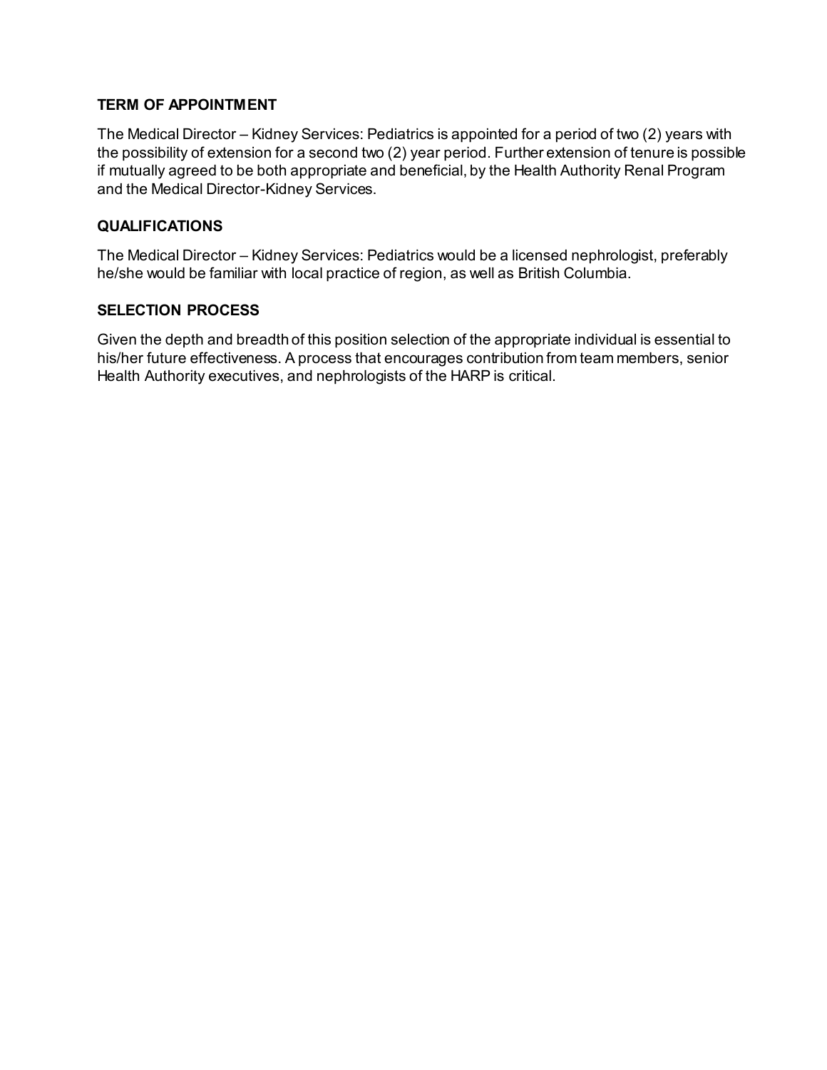## TERM OF APPOINTMENT

The Medical Director – Kidney Services: Pediatrics is appointed for a period of two (2) years with the possibility of extension for a second two (2) year period. Further extension of tenure is possible if mutually agreed to be both appropriate and beneficial, by the Health Authority Renal Program and the Medical Director-Kidney Services.

## QUALIFICATIONS

The Medical Director – Kidney Services: Pediatrics would be a licensed nephrologist, preferably he/she would be familiar with local practice of region, as well as British Columbia.

## SELECTION PROCESS

Given the depth and breadth of this position selection of the appropriate individual is essential to his/her future effectiveness. A process that encourages contribution from team members, senior Health Authority executives, and nephrologists of the HARP is critical.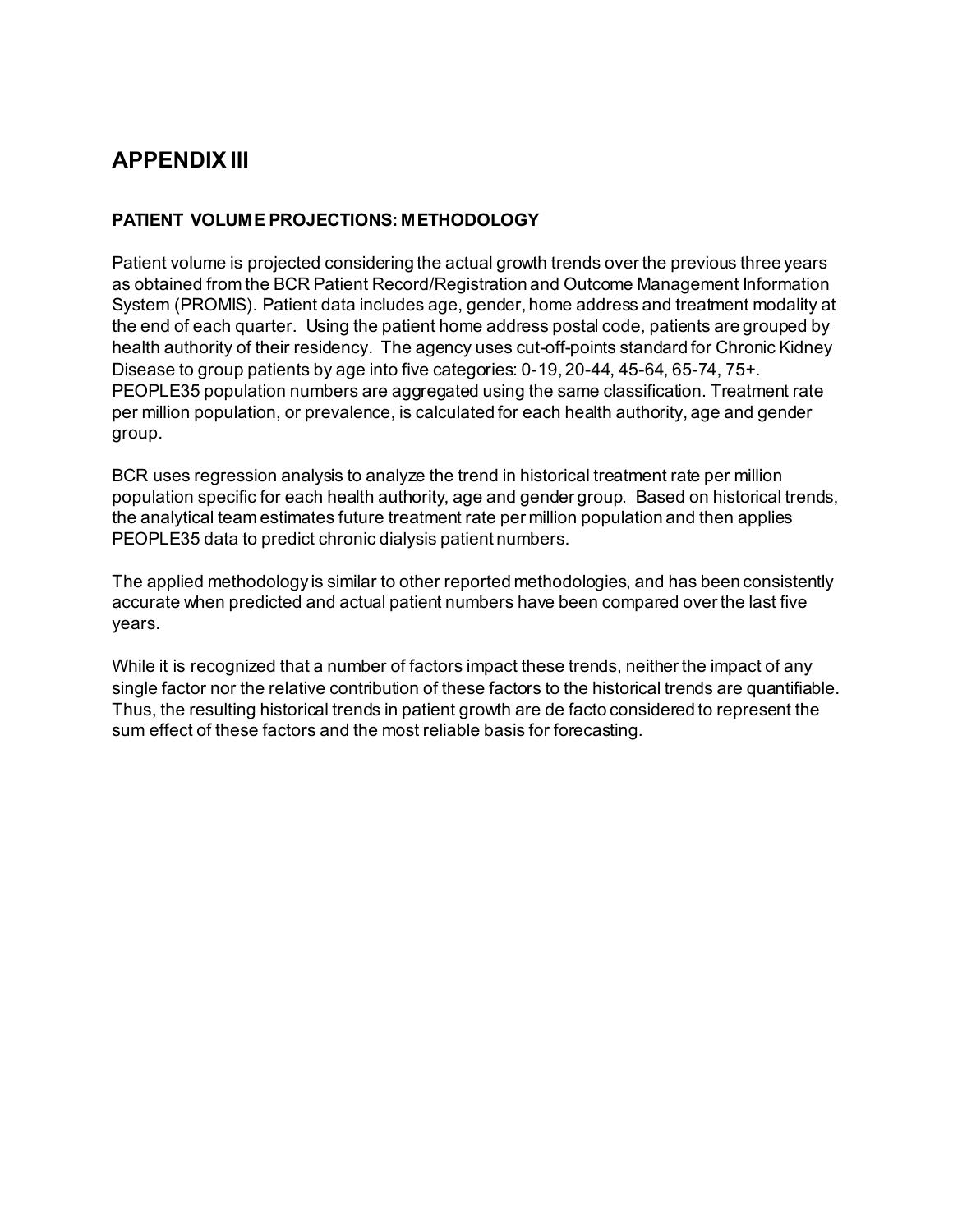# APPENDIX III

### PATIENT VOLUME PROJECTIONS: METHODOLOGY

Patient volume is projected considering the actual growth trends over the previous three years as obtained from the BCR Patient Record/Registration and Outcome Management Information System (PROMIS). Patient data includes age, gender, home address and treatment modality at the end of each quarter. Using the patient home address postal code, patients are grouped by health authority of their residency. The agency uses cut-off-points standard for Chronic Kidney Disease to group patients by age into five categories: 0-19, 20-44, 45-64, 65-74, 75+. PEOPLE35 population numbers are aggregated using the same classification. Treatment rate per million population, or prevalence, is calculated for each health authority, age and gender group.

BCR uses regression analysis to analyze the trend in historical treatment rate per million population specific for each health authority, age and gender group. Based on historical trends, the analytical team estimates future treatment rate per million population and then applies PEOPLE35 data to predict chronic dialysis patient numbers.

The applied methodology is similar to other reported methodologies, and has been consistently accurate when predicted and actual patient numbers have been compared over the last five years.

While it is recognized that a number of factors impact these trends, neither the impact of any single factor nor the relative contribution of these factors to the historical trends are quantifiable. Thus, the resulting historical trends in patient growth are de facto considered to represent the sum effect of these factors and the most reliable basis for forecasting.